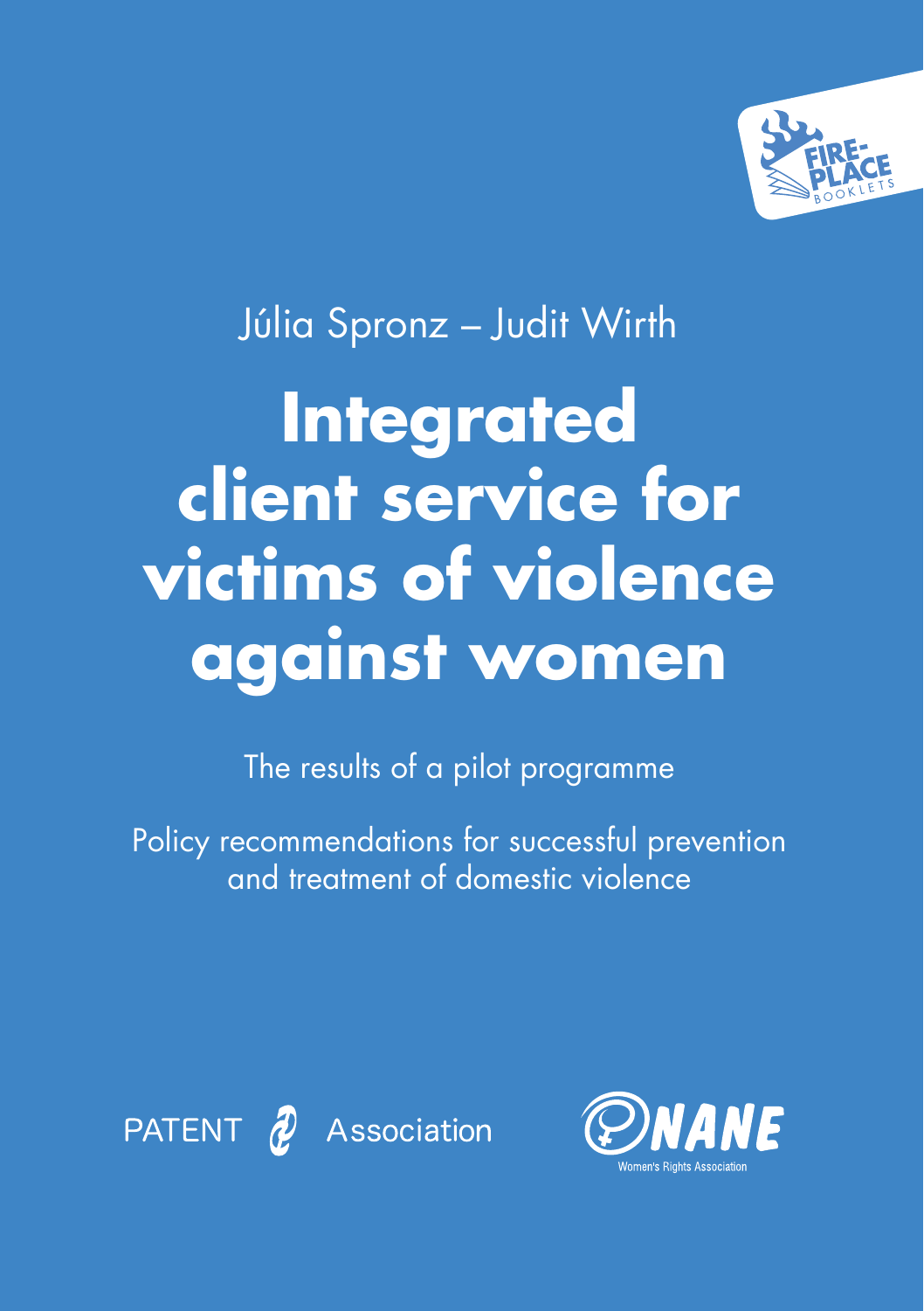FIRE-PLACE BOOKLETS

Júlia Spronz – Judit Wirth

# Integrated client service for victims of violence against women

The results of a pilot programme

Policy recommendations for successful prevention and treatment of domestic violence

PATENT Association

NANE Women's Rights Association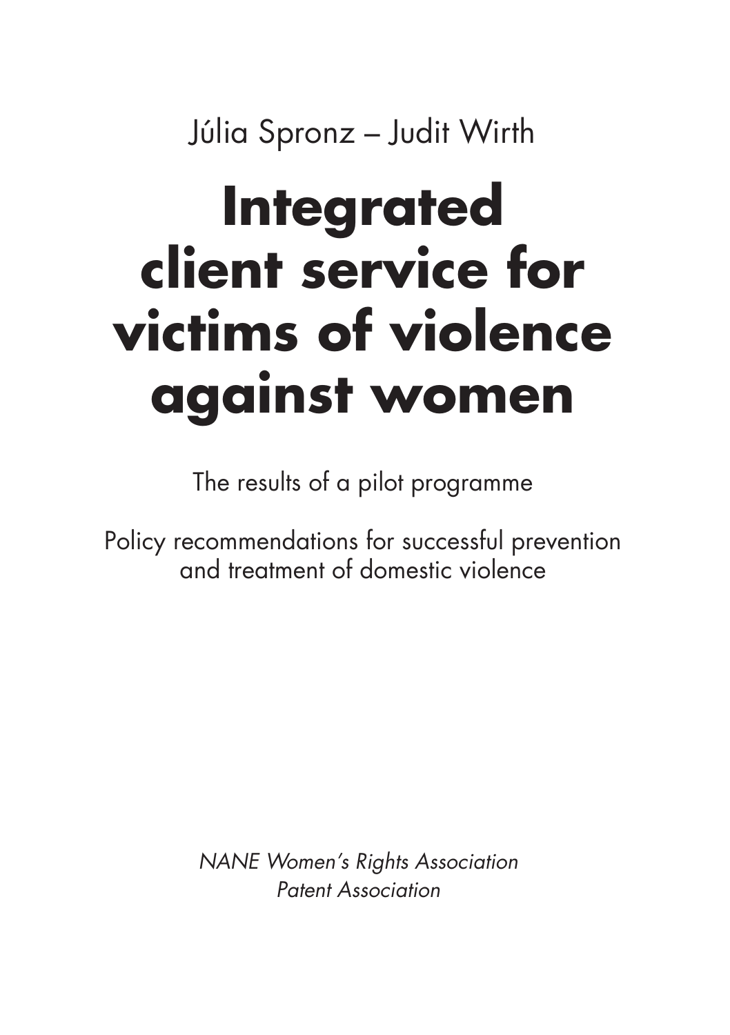Júlia Spronz – Judit Wirth

# Integrated client service for victims of violence against women

The results of a pilot programme

Policy recommendations for successful prevention and treatment of domestic violence

*NANE Women's Rights Association*
*Patent Association*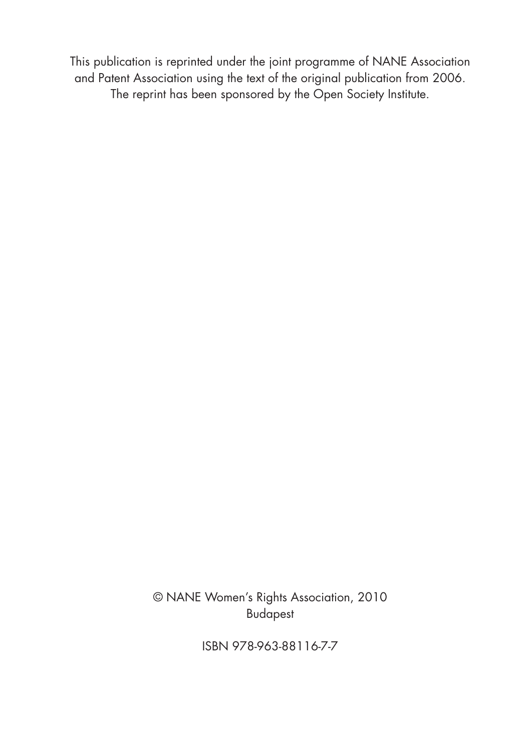This publication is reprinted under the joint programme of NANE Association and Patent Association using the text of the original publication from 2006. The reprint has been sponsored by the Open Society Institute.

© NANE Women's Rights Association, 2010
Budapest

ISBN 978-963-88116-7-7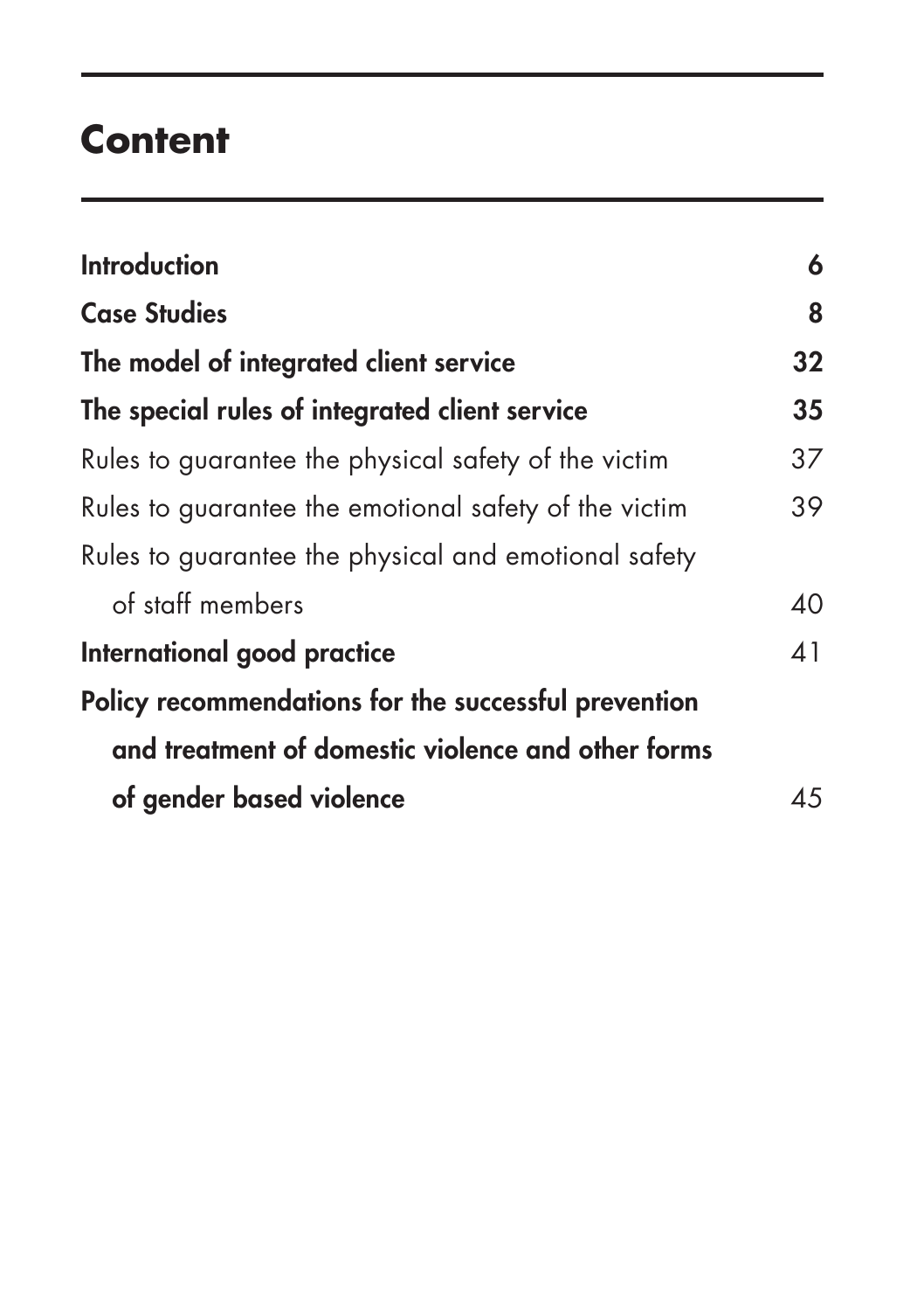# Content

**Introduction** 6

**Case Studies** 8

**The model of integrated client service** 32

**The special rules of integrated client service** 35

Rules to guarantee the physical safety of the victim 37

Rules to guarantee the emotional safety of the victim 39

Rules to guarantee the physical and emotional safety of staff members 40

**International good practice** 41

**Policy recommendations for the successful prevention and treatment of domestic violence and other forms of gender based violence** 45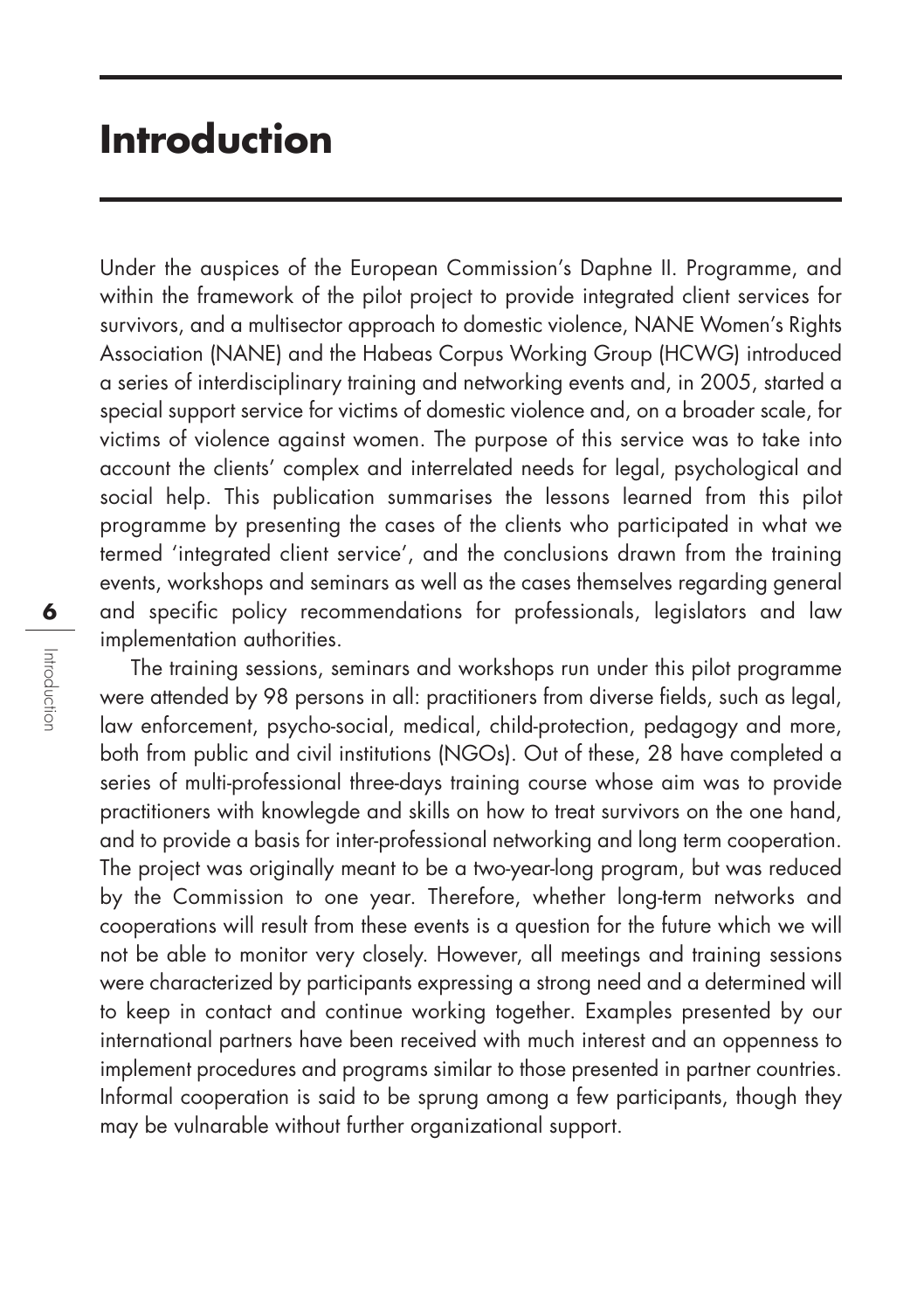# Introduction

Under the auspices of the European Commission's Daphne II. Programme, and within the framework of the pilot project to provide integrated client services for survivors, and a multisector approach to domestic violence, NANE Women's Rights Association (NANE) and the Habeas Corpus Working Group (HCWG) introduced a series of interdisciplinary training and networking events and, in 2005, started a special support service for victims of domestic violence and, on a broader scale, for victims of violence against women. The purpose of this service was to take into account the clients' complex and interrelated needs for legal, psychological and social help. This publication summarises the lessons learned from this pilot programme by presenting the cases of the clients who participated in what we termed 'integrated client service', and the conclusions drawn from the training events, workshops and seminars as well as the cases themselves regarding general and specific policy recommendations for professionals, legislators and law implementation authorities.

The training sessions, seminars and workshops run under this pilot programme were attended by 98 persons in all: practitioners from diverse fields, such as legal, law enforcement, psycho-social, medical, child-protection, pedagogy and more, both from public and civil institutions (NGOs). Out of these, 28 have completed a series of multi-professional three-days training course whose aim was to provide practitioners with knowlegde and skills on how to treat survivors on the one hand, and to provide a basis for inter-professional networking and long term cooperation. The project was originally meant to be a two-year-long program, but was reduced by the Commission to one year. Therefore, whether long-term networks and cooperations will result from these events is a question for the future which we will not be able to monitor very closely. However, all meetings and training sessions were characterized by participants expressing a strong need and a determined will to keep in contact and continue working together. Examples presented by our international partners have been received with much interest and an oppenness to implement procedures and programs similar to those presented in partner countries. Informal cooperation is said to be sprung among a few participants, though they may be vulnarable without further organizational support.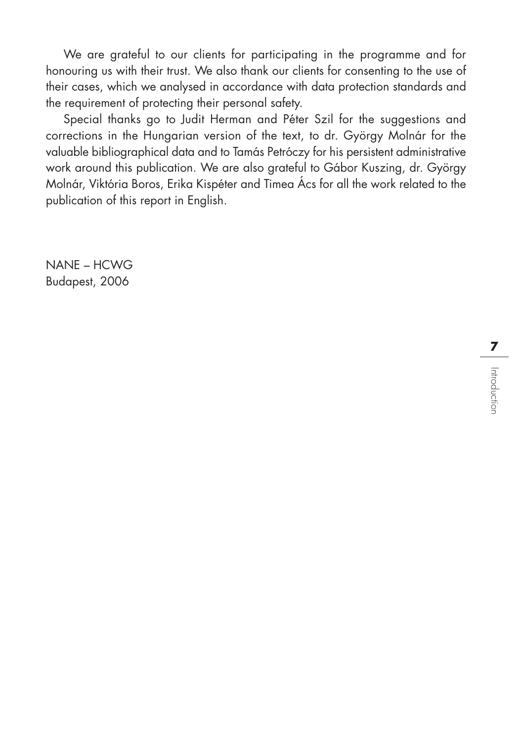We are grateful to our clients for participating in the programme and for honouring us with their trust. We also thank our clients for consenting to the use of their cases, which we analysed in accordance with data protection standards and the requirement of protecting their personal safety.

Special thanks go to Judit Herman and Péter Szil for the suggestions and corrections in the Hungarian version of the text, to dr. György Molnár for the valuable bibliographical data and to Tamás Petróczy for his persistent administrative work around this publication. We are also grateful to Gábor Kuszing, dr. György Molnár, Viktória Boros, Erika Kispéter and Timea Ács for all the work related to the publication of this report in English.

NANE – HCWG
Budapest, 2006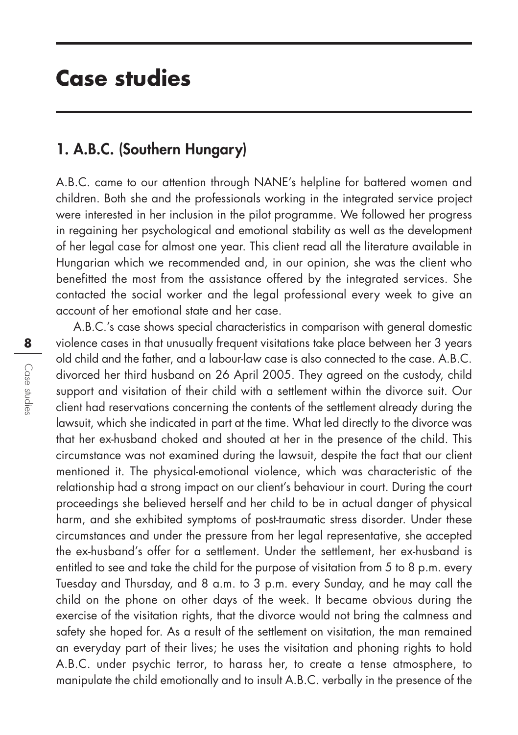# Case studies

## 1. A.B.C. (Southern Hungary)

A.B.C. came to our attention through NANE's helpline for battered women and children. Both she and the professionals working in the integrated service project were interested in her inclusion in the pilot programme. We followed her progress in regaining her psychological and emotional stability as well as the development of her legal case for almost one year. This client read all the literature available in Hungarian which we recommended and, in our opinion, she was the client who benefitted the most from the assistance offered by the integrated services. She contacted the social worker and the legal professional every week to give an account of her emotional state and her case.

A.B.C.'s case shows special characteristics in comparison with general domestic violence cases in that unusually frequent visitations take place between her 3 years old child and the father, and a labour-law case is also connected to the case. A.B.C. divorced her third husband on 26 April 2005. They agreed on the custody, child support and visitation of their child with a settlement within the divorce suit. Our client had reservations concerning the contents of the settlement already during the lawsuit, which she indicated in part at the time. What led directly to the divorce was that her ex-husband choked and shouted at her in the presence of the child. This circumstance was not examined during the lawsuit, despite the fact that our client mentioned it. The physical-emotional violence, which was characteristic of the relationship had a strong impact on our client's behaviour in court. During the court proceedings she believed herself and her child to be in actual danger of physical harm, and she exhibited symptoms of post-traumatic stress disorder. Under these circumstances and under the pressure from her legal representative, she accepted the ex-husband's offer for a settlement. Under the settlement, her ex-husband is entitled to see and take the child for the purpose of visitation from 5 to 8 p.m. every Tuesday and Thursday, and 8 a.m. to 3 p.m. every Sunday, and he may call the child on the phone on other days of the week. It became obvious during the exercise of the visitation rights, that the divorce would not bring the calmness and safety she hoped for. As a result of the settlement on visitation, the man remained an everyday part of their lives; he uses the visitation and phoning rights to hold A.B.C. under psychic terror, to harass her, to create a tense atmosphere, to manipulate the child emotionally and to insult A.B.C. verbally in the presence of the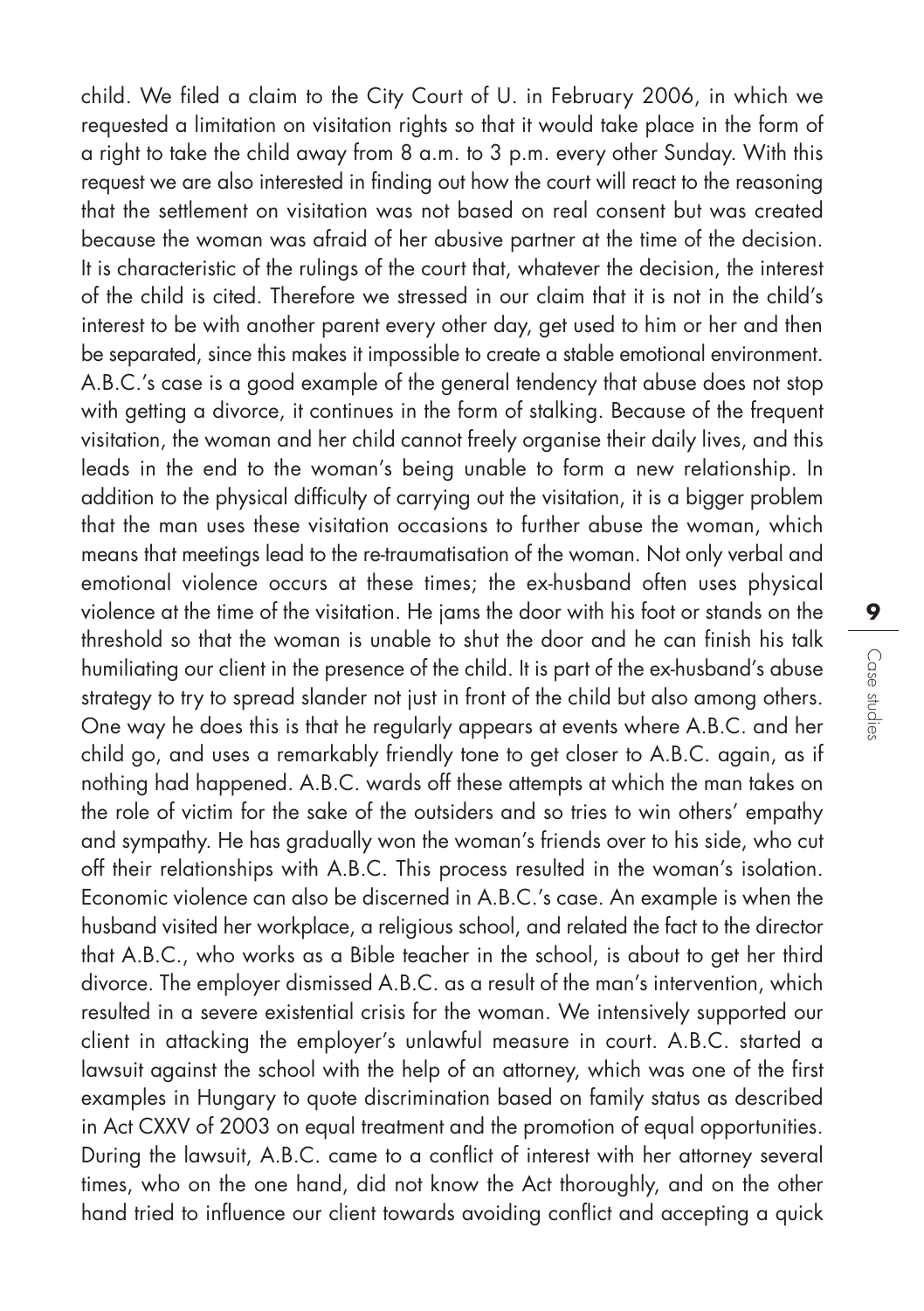child. We filed a claim to the City Court of U. in February 2006, in which we requested a limitation on visitation rights so that it would take place in the form of a right to take the child away from 8 a.m. to 3 p.m. every other Sunday. With this request we are also interested in finding out how the court will react to the reasoning that the settlement on visitation was not based on real consent but was created because the woman was afraid of her abusive partner at the time of the decision. It is characteristic of the rulings of the court that, whatever the decision, the interest of the child is cited. Therefore we stressed in our claim that it is not in the child's interest to be with another parent every other day, get used to him or her and then be separated, since this makes it impossible to create a stable emotional environment. A.B.C.'s case is a good example of the general tendency that abuse does not stop with getting a divorce, it continues in the form of stalking. Because of the frequent visitation, the woman and her child cannot freely organise their daily lives, and this leads in the end to the woman's being unable to form a new relationship. In addition to the physical difficulty of carrying out the visitation, it is a bigger problem that the man uses these visitation occasions to further abuse the woman, which means that meetings lead to the re-traumatisation of the woman. Not only verbal and emotional violence occurs at these times; the ex-husband often uses physical violence at the time of the visitation. He jams the door with his foot or stands on the threshold so that the woman is unable to shut the door and he can finish his talk humiliating our client in the presence of the child. It is part of the ex-husband's abuse strategy to try to spread slander not just in front of the child but also among others. One way he does this is that he regularly appears at events where A.B.C. and her child go, and uses a remarkably friendly tone to get closer to A.B.C. again, as if nothing had happened. A.B.C. wards off these attempts at which the man takes on the role of victim for the sake of the outsiders and so tries to win others' empathy and sympathy. He has gradually won the woman's friends over to his side, who cut off their relationships with A.B.C. This process resulted in the woman's isolation. Economic violence can also be discerned in A.B.C.'s case. An example is when the husband visited her workplace, a religious school, and related the fact to the director that A.B.C., who works as a Bible teacher in the school, is about to get her third divorce. The employer dismissed A.B.C. as a result of the man's intervention, which resulted in a severe existential crisis for the woman. We intensively supported our client in attacking the employer's unlawful measure in court. A.B.C. started a lawsuit against the school with the help of an attorney, which was one of the first examples in Hungary to quote discrimination based on family status as described in Act CXXV of 2003 on equal treatment and the promotion of equal opportunities. During the lawsuit, A.B.C. came to a conflict of interest with her attorney several times, who on the one hand, did not know the Act thoroughly, and on the other hand tried to influence our client towards avoiding conflict and accepting a quick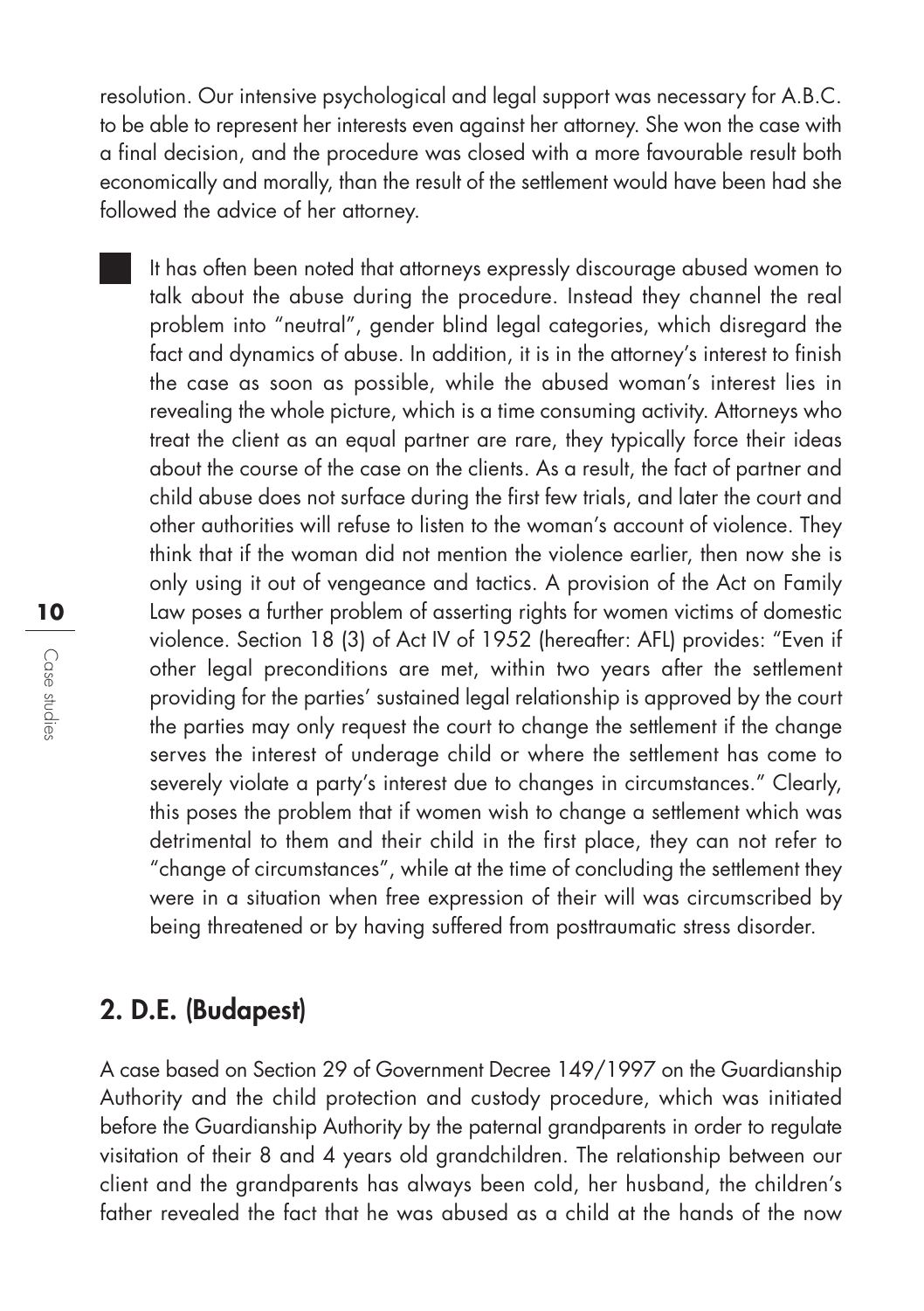resolution. Our intensive psychological and legal support was necessary for A.B.C. to be able to represent her interests even against her attorney. She won the case with a final decision, and the procedure was closed with a more favourable result both economically and morally, than the result of the settlement would have been had she followed the advice of her attorney.

- It has often been noted that attorneys expressly discourage abused women to talk about the abuse during the procedure. Instead they channel the real problem into "neutral", gender blind legal categories, which disregard the fact and dynamics of abuse. In addition, it is in the attorney's interest to finish the case as soon as possible, while the abused woman's interest lies in revealing the whole picture, which is a time consuming activity. Attorneys who treat the client as an equal partner are rare, they typically force their ideas about the course of the case on the clients. As a result, the fact of partner and child abuse does not surface during the first few trials, and later the court and other authorities will refuse to listen to the woman's account of violence. They think that if the woman did not mention the violence earlier, then now she is only using it out of vengeance and tactics. A provision of the Act on Family Law poses a further problem of asserting rights for women victims of domestic violence. Section 18 (3) of Act IV of 1952 (hereafter: AFL) provides: "Even if other legal preconditions are met, within two years after the settlement providing for the parties' sustained legal relationship is approved by the court the parties may only request the court to change the settlement if the change serves the interest of underage child or where the settlement has come to severely violate a party's interest due to changes in circumstances." Clearly, this poses the problem that if women wish to change a settlement which was detrimental to them and their child in the first place, they can not refer to "change of circumstances", while at the time of concluding the settlement they were in a situation when free expression of their will was circumscribed by being threatened or by having suffered from posttraumatic stress disorder.

## 2. D.E. (Budapest)

A case based on Section 29 of Government Decree 149/1997 on the Guardianship Authority and the child protection and custody procedure, which was initiated before the Guardianship Authority by the paternal grandparents in order to regulate visitation of their 8 and 4 years old grandchildren. The relationship between our client and the grandparents has always been cold, her husband, the children's father revealed the fact that he was abused as a child at the hands of the now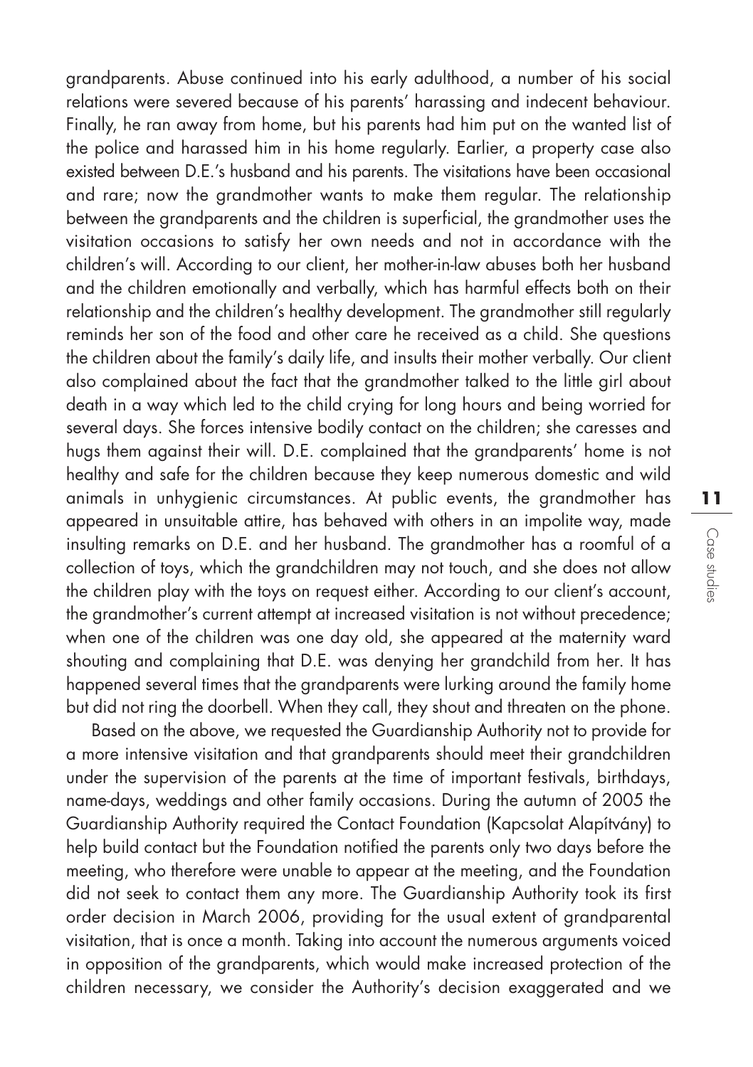grandparents. Abuse continued into his early adulthood, a number of his social relations were severed because of his parents' harassing and indecent behaviour. Finally, he ran away from home, but his parents had him put on the wanted list of the police and harassed him in his home regularly. Earlier, a property case also existed between D.E.'s husband and his parents. The visitations have been occasional and rare; now the grandmother wants to make them regular. The relationship between the grandparents and the children is superficial, the grandmother uses the visitation occasions to satisfy her own needs and not in accordance with the children's will. According to our client, her mother-in-law abuses both her husband and the children emotionally and verbally, which has harmful effects both on their relationship and the children's healthy development. The grandmother still regularly reminds her son of the food and other care he received as a child. She questions the children about the family's daily life, and insults their mother verbally. Our client also complained about the fact that the grandmother talked to the little girl about death in a way which led to the child crying for long hours and being worried for several days. She forces intensive bodily contact on the children; she caresses and hugs them against their will. D.E. complained that the grandparents' home is not healthy and safe for the children because they keep numerous domestic and wild animals in unhygienic circumstances. At public events, the grandmother has appeared in unsuitable attire, has behaved with others in an impolite way, made insulting remarks on D.E. and her husband. The grandmother has a roomful of a collection of toys, which the grandchildren may not touch, and she does not allow the children play with the toys on request either. According to our client's account, the grandmother's current attempt at increased visitation is not without precedence; when one of the children was one day old, she appeared at the maternity ward shouting and complaining that D.E. was denying her grandchild from her. It has happened several times that the grandparents were lurking around the family home but did not ring the doorbell. When they call, they shout and threaten on the phone.

Based on the above, we requested the Guardianship Authority not to provide for a more intensive visitation and that grandparents should meet their grandchildren under the supervision of the parents at the time of important festivals, birthdays, name-days, weddings and other family occasions. During the autumn of 2005 the Guardianship Authority required the Contact Foundation (Kapcsolat Alapítvány) to help build contact but the Foundation notified the parents only two days before the meeting, who therefore were unable to appear at the meeting, and the Foundation did not seek to contact them any more. The Guardianship Authority took its first order decision in March 2006, providing for the usual extent of grandparental visitation, that is once a month. Taking into account the numerous arguments voiced in opposition of the grandparents, which would make increased protection of the children necessary, we consider the Authority's decision exaggerated and we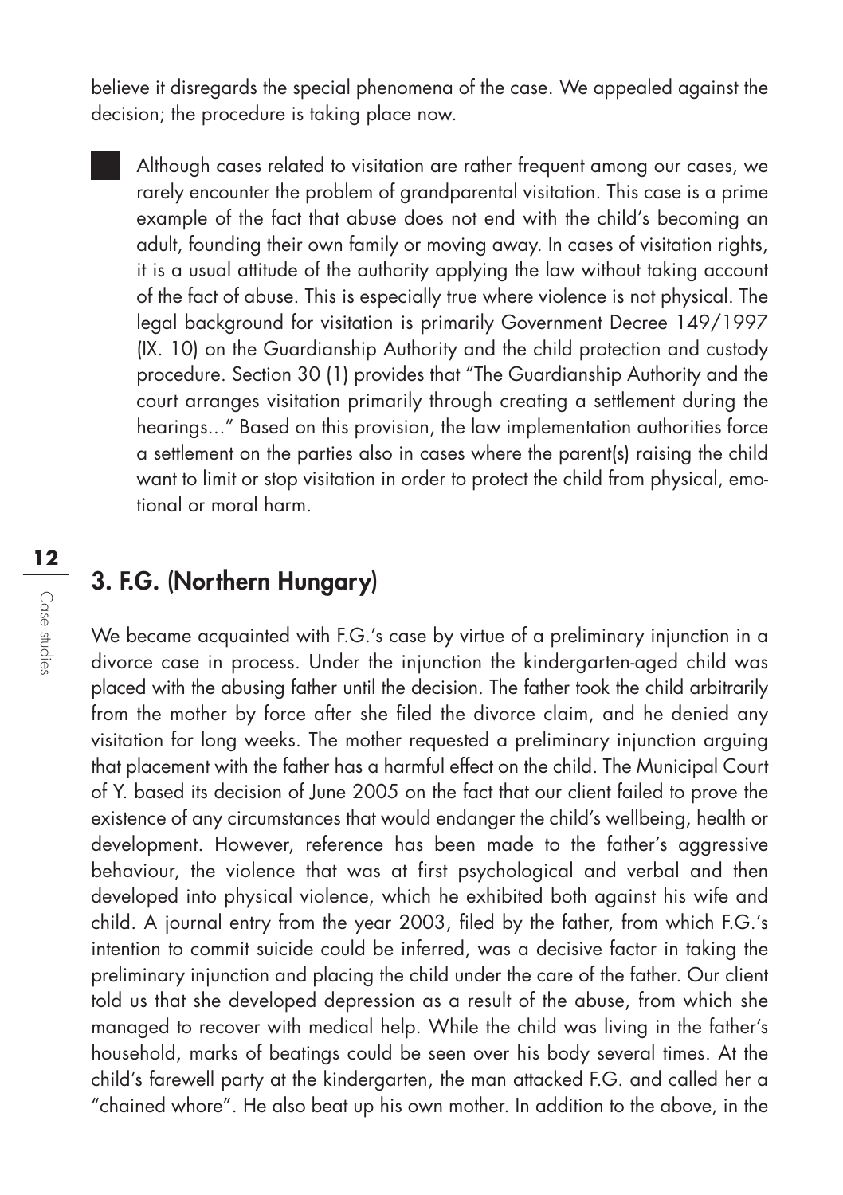believe it disregards the special phenomena of the case. We appealed against the decision; the procedure is taking place now.

Although cases related to visitation are rather frequent among our cases, we rarely encounter the problem of grandparental visitation. This case is a prime example of the fact that abuse does not end with the child's becoming an adult, founding their own family or moving away. In cases of visitation rights, it is a usual attitude of the authority applying the law without taking account of the fact of abuse. This is especially true where violence is not physical. The legal background for visitation is primarily Government Decree 149/1997 (IX. 10) on the Guardianship Authority and the child protection and custody procedure. Section 30 (1) provides that "The Guardianship Authority and the court arranges visitation primarily through creating a settlement during the hearings..." Based on this provision, the law implementation authorities force a settlement on the parties also in cases where the parent(s) raising the child want to limit or stop visitation in order to protect the child from physical, emotional or moral harm.

## 3. F.G. (Northern Hungary)

We became acquainted with F.G.'s case by virtue of a preliminary injunction in a divorce case in process. Under the injunction the kindergarten-aged child was placed with the abusing father until the decision. The father took the child arbitrarily from the mother by force after she filed the divorce claim, and he denied any visitation for long weeks. The mother requested a preliminary injunction arguing that placement with the father has a harmful effect on the child. The Municipal Court of Y. based its decision of June 2005 on the fact that our client failed to prove the existence of any circumstances that would endanger the child's wellbeing, health or development. However, reference has been made to the father's aggressive behaviour, the violence that was at first psychological and verbal and then developed into physical violence, which he exhibited both against his wife and child. A journal entry from the year 2003, filed by the father, from which F.G.'s intention to commit suicide could be inferred, was a decisive factor in taking the preliminary injunction and placing the child under the care of the father. Our client told us that she developed depression as a result of the abuse, from which she managed to recover with medical help. While the child was living in the father's household, marks of beatings could be seen over his body several times. At the child's farewell party at the kindergarten, the man attacked F.G. and called her a "chained whore". He also beat up his own mother. In addition to the above, in the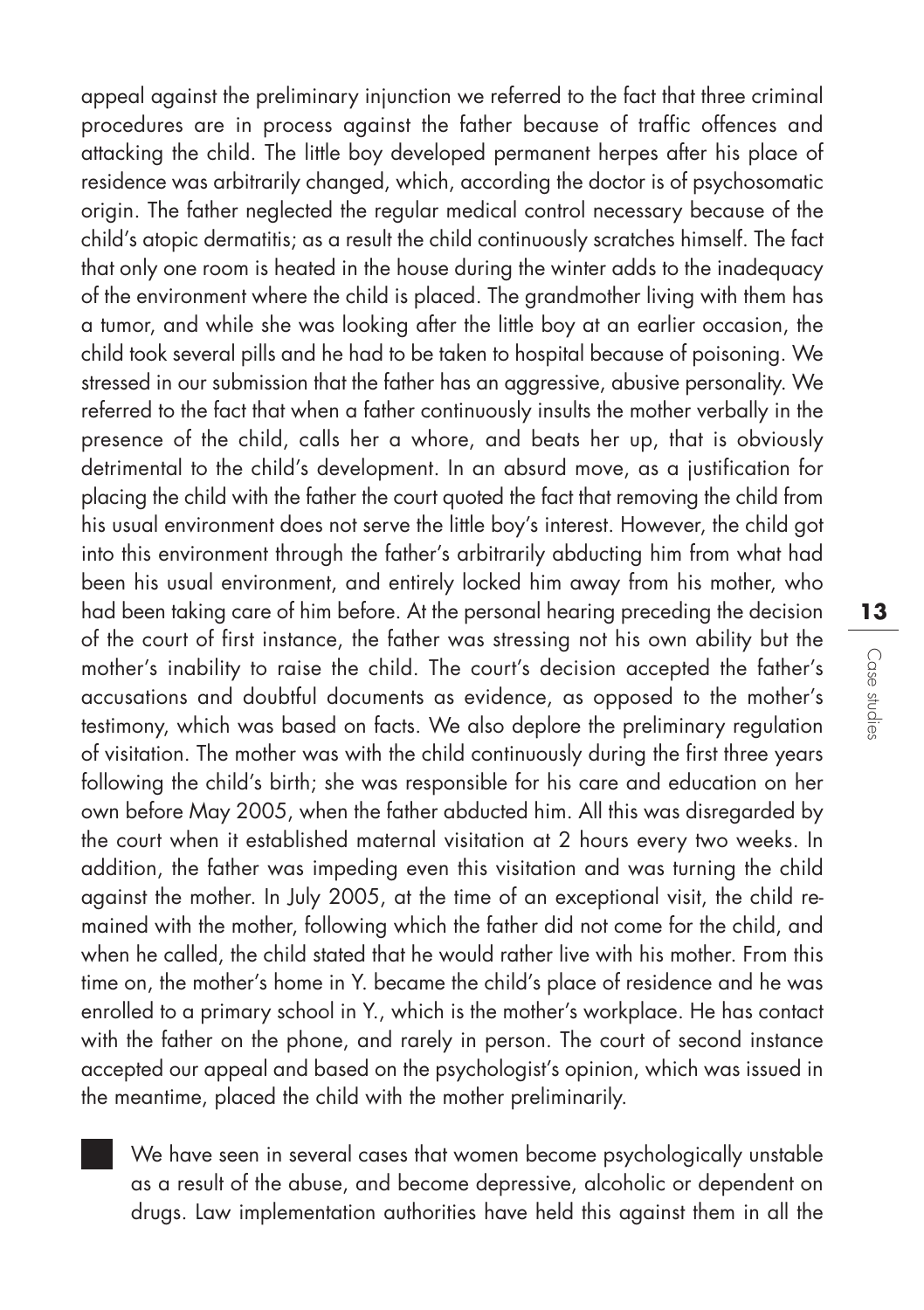appeal against the preliminary injunction we referred to the fact that three criminal procedures are in process against the father because of traffic offences and attacking the child. The little boy developed permanent herpes after his place of residence was arbitrarily changed, which, according the doctor is of psychosomatic origin. The father neglected the regular medical control necessary because of the child's atopic dermatitis; as a result the child continuously scratches himself. The fact that only one room is heated in the house during the winter adds to the inadequacy of the environment where the child is placed. The grandmother living with them has a tumor, and while she was looking after the little boy at an earlier occasion, the child took several pills and he had to be taken to hospital because of poisoning. We stressed in our submission that the father has an aggressive, abusive personality. We referred to the fact that when a father continuously insults the mother verbally in the presence of the child, calls her a whore, and beats her up, that is obviously detrimental to the child's development. In an absurd move, as a justification for placing the child with the father the court quoted the fact that removing the child from his usual environment does not serve the little boy's interest. However, the child got into this environment through the father's arbitrarily abducting him from what had been his usual environment, and entirely locked him away from his mother, who had been taking care of him before. At the personal hearing preceding the decision of the court of first instance, the father was stressing not his own ability but the mother's inability to raise the child. The court's decision accepted the father's accusations and doubtful documents as evidence, as opposed to the mother's testimony, which was based on facts. We also deplore the preliminary regulation of visitation. The mother was with the child continuously during the first three years following the child's birth; she was responsible for his care and education on her own before May 2005, when the father abducted him. All this was disregarded by the court when it established maternal visitation at 2 hours every two weeks. In addition, the father was impeding even this visitation and was turning the child against the mother. In July 2005, at the time of an exceptional visit, the child remained with the mother, following which the father did not come for the child, and when he called, the child stated that he would rather live with his mother. From this time on, the mother's home in Y. became the child's place of residence and he was enrolled to a primary school in Y., which is the mother's workplace. He has contact with the father on the phone, and rarely in person. The court of second instance accepted our appeal and based on the psychologist's opinion, which was issued in the meantime, placed the child with the mother preliminarily.

- We have seen in several cases that women become psychologically unstable as a result of the abuse, and become depressive, alcoholic or dependent on drugs. Law implementation authorities have held this against them in all the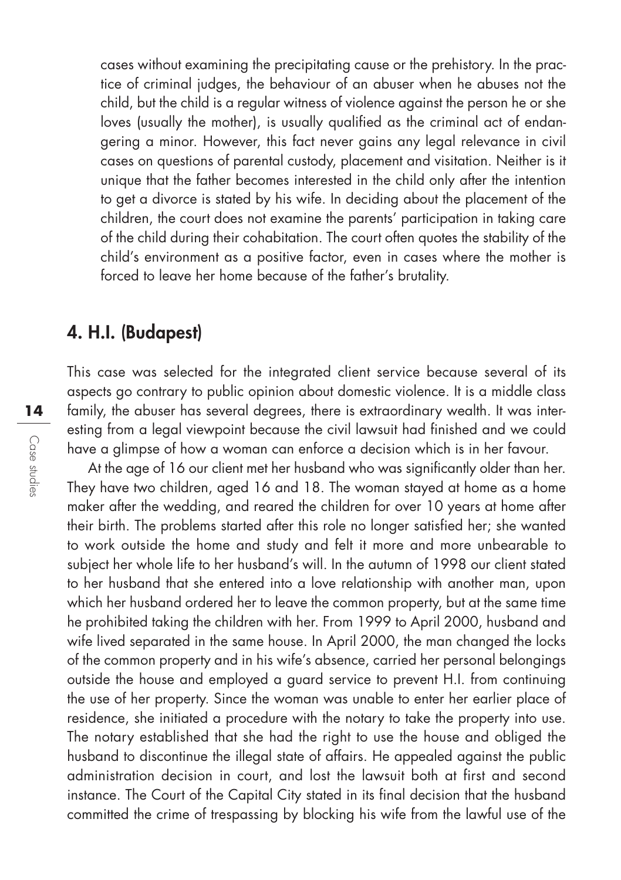cases without examining the precipitating cause or the prehistory. In the practice of criminal judges, the behaviour of an abuser when he abuses not the child, but the child is a regular witness of violence against the person he or she loves (usually the mother), is usually qualified as the criminal act of endangering a minor. However, this fact never gains any legal relevance in civil cases on questions of parental custody, placement and visitation. Neither is it unique that the father becomes interested in the child only after the intention to get a divorce is stated by his wife. In deciding about the placement of the children, the court does not examine the parents' participation in taking care of the child during their cohabitation. The court often quotes the stability of the child's environment as a positive factor, even in cases where the mother is forced to leave her home because of the father's brutality.

## 4. H.I. (Budapest)

This case was selected for the integrated client service because several of its aspects go contrary to public opinion about domestic violence. It is a middle class family, the abuser has several degrees, there is extraordinary wealth. It was interesting from a legal viewpoint because the civil lawsuit had finished and we could have a glimpse of how a woman can enforce a decision which is in her favour.

At the age of 16 our client met her husband who was significantly older than her. They have two children, aged 16 and 18. The woman stayed at home as a home maker after the wedding, and reared the children for over 10 years at home after their birth. The problems started after this role no longer satisfied her; she wanted to work outside the home and study and felt it more and more unbearable to subject her whole life to her husband's will. In the autumn of 1998 our client stated to her husband that she entered into a love relationship with another man, upon which her husband ordered her to leave the common property, but at the same time he prohibited taking the children with her. From 1999 to April 2000, husband and wife lived separated in the same house. In April 2000, the man changed the locks of the common property and in his wife's absence, carried her personal belongings outside the house and employed a guard service to prevent H.I. from continuing the use of her property. Since the woman was unable to enter her earlier place of residence, she initiated a procedure with the notary to take the property into use. The notary established that she had the right to use the house and obliged the husband to discontinue the illegal state of affairs. He appealed against the public administration decision in court, and lost the lawsuit both at first and second instance. The Court of the Capital City stated in its final decision that the husband committed the crime of trespassing by blocking his wife from the lawful use of the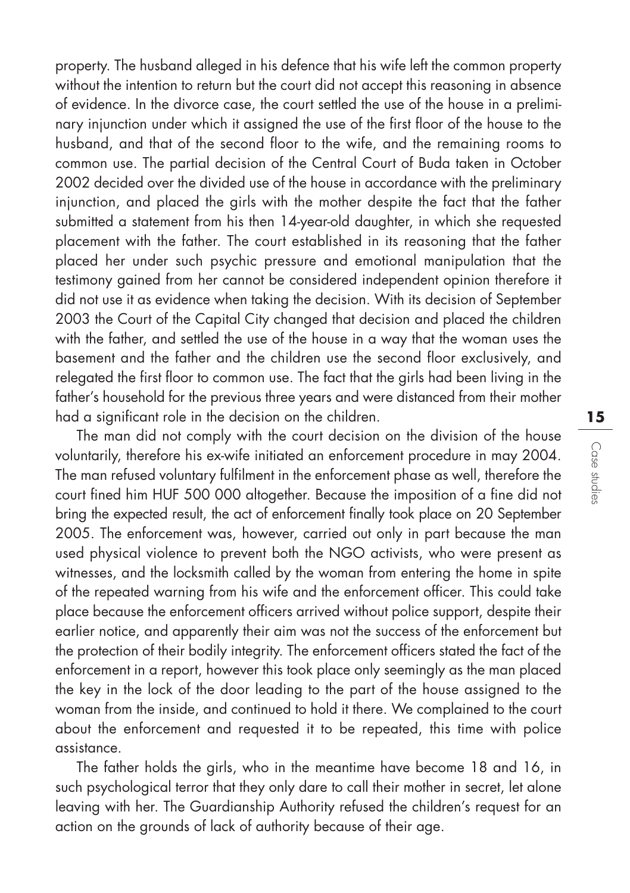property. The husband alleged in his defence that his wife left the common property without the intention to return but the court did not accept this reasoning in absence of evidence. In the divorce case, the court settled the use of the house in a preliminary injunction under which it assigned the use of the first floor of the house to the husband, and that of the second floor to the wife, and the remaining rooms to common use. The partial decision of the Central Court of Buda taken in October 2002 decided over the divided use of the house in accordance with the preliminary injunction, and placed the girls with the mother despite the fact that the father submitted a statement from his then 14-year-old daughter, in which she requested placement with the father. The court established in its reasoning that the father placed her under such psychic pressure and emotional manipulation that the testimony gained from her cannot be considered independent opinion therefore it did not use it as evidence when taking the decision. With its decision of September 2003 the Court of the Capital City changed that decision and placed the children with the father, and settled the use of the house in a way that the woman uses the basement and the father and the children use the second floor exclusively, and relegated the first floor to common use. The fact that the girls had been living in the father's household for the previous three years and were distanced from their mother had a significant role in the decision on the children.

The man did not comply with the court decision on the division of the house voluntarily, therefore his ex-wife initiated an enforcement procedure in may 2004. The man refused voluntary fulfilment in the enforcement phase as well, therefore the court fined him HUF 500 000 altogether. Because the imposition of a fine did not bring the expected result, the act of enforcement finally took place on 20 September 2005. The enforcement was, however, carried out only in part because the man used physical violence to prevent both the NGO activists, who were present as witnesses, and the locksmith called by the woman from entering the home in spite of the repeated warning from his wife and the enforcement officer. This could take place because the enforcement officers arrived without police support, despite their earlier notice, and apparently their aim was not the success of the enforcement but the protection of their bodily integrity. The enforcement officers stated the fact of the enforcement in a report, however this took place only seemingly as the man placed the key in the lock of the door leading to the part of the house assigned to the woman from the inside, and continued to hold it there. We complained to the court about the enforcement and requested it to be repeated, this time with police assistance.

The father holds the girls, who in the meantime have become 18 and 16, in such psychological terror that they only dare to call their mother in secret, let alone leaving with her. The Guardianship Authority refused the children's request for an action on the grounds of lack of authority because of their age.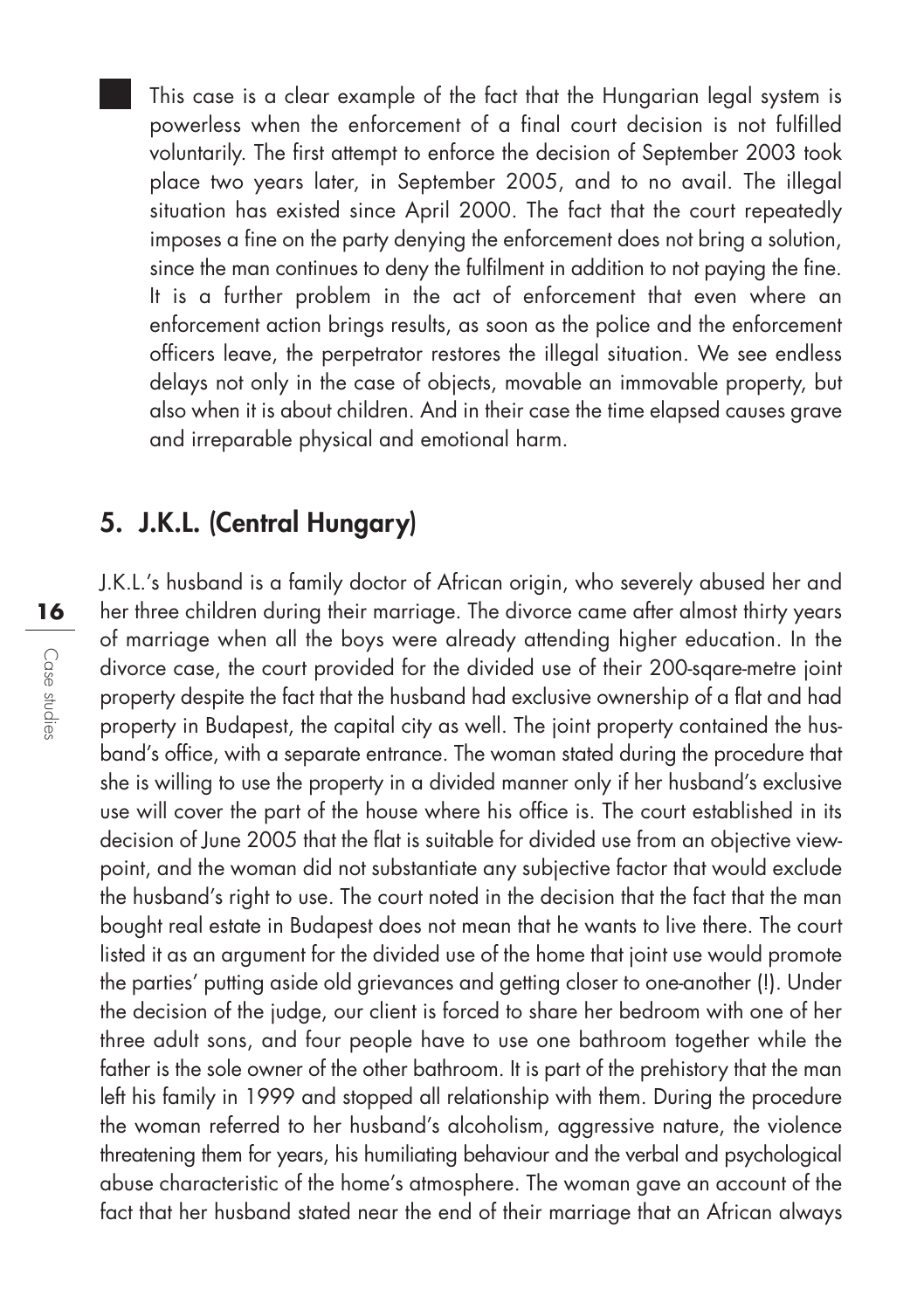This case is a clear example of the fact that the Hungarian legal system is powerless when the enforcement of a final court decision is not fulfilled voluntarily. The first attempt to enforce the decision of September 2003 took place two years later, in September 2005, and to no avail. The illegal situation has existed since April 2000. The fact that the court repeatedly imposes a fine on the party denying the enforcement does not bring a solution, since the man continues to deny the fulfilment in addition to not paying the fine. It is a further problem in the act of enforcement that even where an enforcement action brings results, as soon as the police and the enforcement officers leave, the perpetrator restores the illegal situation. We see endless delays not only in the case of objects, movable an immovable property, but also when it is about children. And in their case the time elapsed causes grave and irreparable physical and emotional harm.

## 5. J.K.L. (Central Hungary)

J.K.L.'s husband is a family doctor of African origin, who severely abused her and her three children during their marriage. The divorce came after almost thirty years of marriage when all the boys were already attending higher education. In the divorce case, the court provided for the divided use of their 200-sqare-metre joint property despite the fact that the husband had exclusive ownership of a flat and had property in Budapest, the capital city as well. The joint property contained the husband's office, with a separate entrance. The woman stated during the procedure that she is willing to use the property in a divided manner only if her husband's exclusive use will cover the part of the house where his office is. The court established in its decision of June 2005 that the flat is suitable for divided use from an objective viewpoint, and the woman did not substantiate any subjective factor that would exclude the husband's right to use. The court noted in the decision that the fact that the man bought real estate in Budapest does not mean that he wants to live there. The court listed it as an argument for the divided use of the home that joint use would promote the parties' putting aside old grievances and getting closer to one-another (!). Under the decision of the judge, our client is forced to share her bedroom with one of her three adult sons, and four people have to use one bathroom together while the father is the sole owner of the other bathroom. It is part of the prehistory that the man left his family in 1999 and stopped all relationship with them. During the procedure the woman referred to her husband's alcoholism, aggressive nature, the violence threatening them for years, his humiliating behaviour and the verbal and psychological abuse characteristic of the home's atmosphere. The woman gave an account of the fact that her husband stated near the end of their marriage that an African always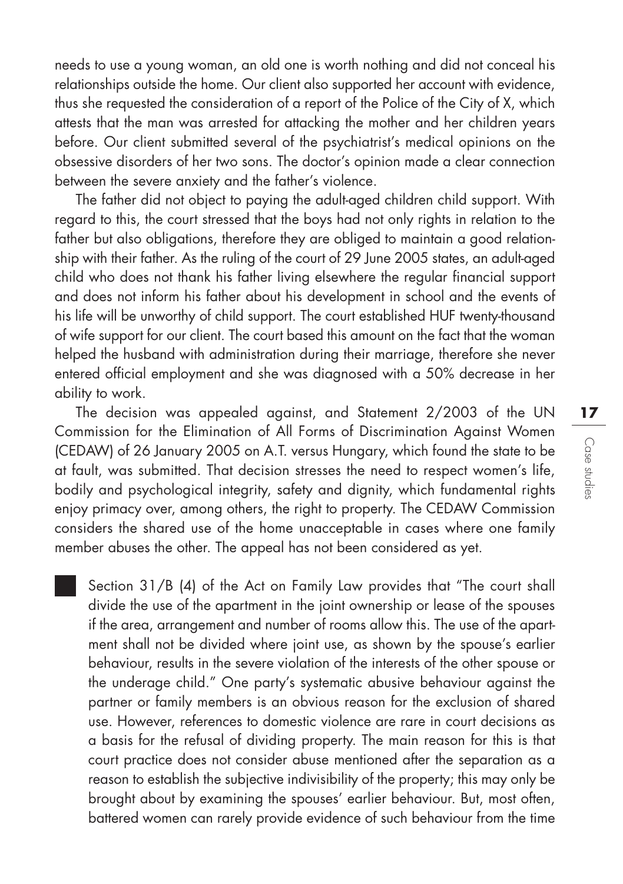needs to use a young woman, an old one is worth nothing and did not conceal his relationships outside the home. Our client also supported her account with evidence, thus she requested the consideration of a report of the Police of the City of X, which attests that the man was arrested for attacking the mother and her children years before. Our client submitted several of the psychiatrist's medical opinions on the obsessive disorders of her two sons. The doctor's opinion made a clear connection between the severe anxiety and the father's violence.

The father did not object to paying the adult-aged children child support. With regard to this, the court stressed that the boys had not only rights in relation to the father but also obligations, therefore they are obliged to maintain a good relationship with their father. As the ruling of the court of 29 June 2005 states, an adult-aged child who does not thank his father living elsewhere the regular financial support and does not inform his father about his development in school and the events of his life will be unworthy of child support. The court established HUF twenty-thousand of wife support for our client. The court based this amount on the fact that the woman helped the husband with administration during their marriage, therefore she never entered official employment and she was diagnosed with a 50% decrease in her ability to work.

The decision was appealed against, and Statement 2/2003 of the UN Commission for the Elimination of All Forms of Discrimination Against Women (CEDAW) of 26 January 2005 on A.T. versus Hungary, which found the state to be at fault, was submitted. That decision stresses the need to respect women's life, bodily and psychological integrity, safety and dignity, which fundamental rights enjoy primacy over, among others, the right to property. The CEDAW Commission considers the shared use of the home unacceptable in cases where one family member abuses the other. The appeal has not been considered as yet.

Section 31/B (4) of the Act on Family Law provides that "The court shall divide the use of the apartment in the joint ownership or lease of the spouses if the area, arrangement and number of rooms allow this. The use of the apartment shall not be divided where joint use, as shown by the spouse's earlier behaviour, results in the severe violation of the interests of the other spouse or the underage child." One party's systematic abusive behaviour against the partner or family members is an obvious reason for the exclusion of shared use. However, references to domestic violence are rare in court decisions as a basis for the refusal of dividing property. The main reason for this is that court practice does not consider abuse mentioned after the separation as a reason to establish the subjective indivisibility of the property; this may only be brought about by examining the spouses' earlier behaviour. But, most often, battered women can rarely provide evidence of such behaviour from the time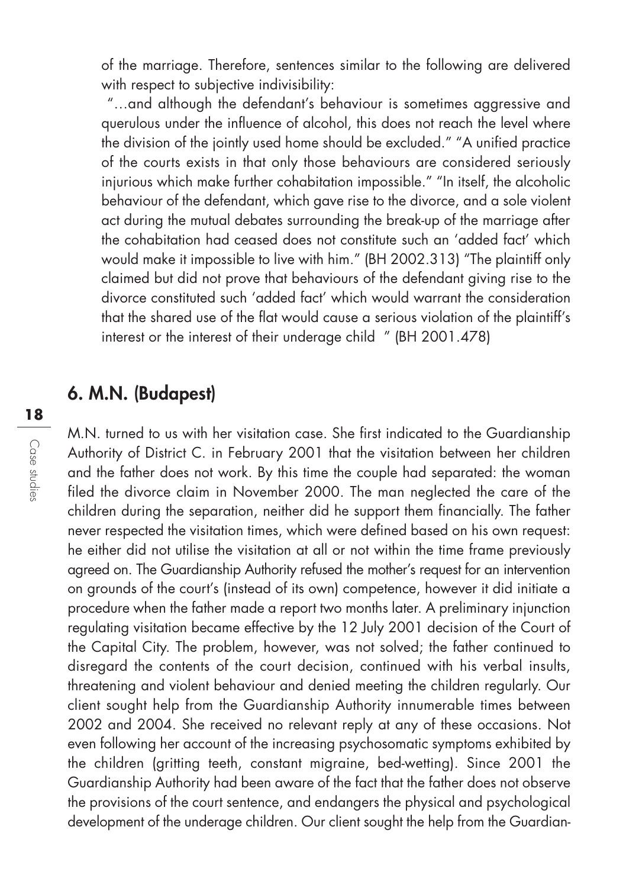of the marriage. Therefore, sentences similar to the following are delivered with respect to subjective indivisibility:

"…and although the defendant's behaviour is sometimes aggressive and querulous under the influence of alcohol, this does not reach the level where the division of the jointly used home should be excluded." "A unified practice of the courts exists in that only those behaviours are considered seriously injurious which make further cohabitation impossible." "In itself, the alcoholic behaviour of the defendant, which gave rise to the divorce, and a sole violent act during the mutual debates surrounding the break-up of the marriage after the cohabitation had ceased does not constitute such an 'added fact' which would make it impossible to live with him." (BH 2002.313) "The plaintiff only claimed but did not prove that behaviours of the defendant giving rise to the divorce constituted such 'added fact' which would warrant the consideration that the shared use of the flat would cause a serious violation of the plaintiff's interest or the interest of their underage child " (BH 2001.478)

## 6. M.N. (Budapest)

M.N. turned to us with her visitation case. She first indicated to the Guardianship Authority of District C. in February 2001 that the visitation between her children and the father does not work. By this time the couple had separated: the woman filed the divorce claim in November 2000. The man neglected the care of the children during the separation, neither did he support them financially. The father never respected the visitation times, which were defined based on his own request: he either did not utilise the visitation at all or not within the time frame previously agreed on. The Guardianship Authority refused the mother's request for an intervention on grounds of the court's (instead of its own) competence, however it did initiate a procedure when the father made a report two months later. A preliminary injunction regulating visitation became effective by the 12 July 2001 decision of the Court of the Capital City. The problem, however, was not solved; the father continued to disregard the contents of the court decision, continued with his verbal insults, threatening and violent behaviour and denied meeting the children regularly. Our client sought help from the Guardianship Authority innumerable times between 2002 and 2004. She received no relevant reply at any of these occasions. Not even following her account of the increasing psychosomatic symptoms exhibited by the children (gritting teeth, constant migraine, bed-wetting). Since 2001 the Guardianship Authority had been aware of the fact that the father does not observe the provisions of the court sentence, and endangers the physical and psychological development of the underage children. Our client sought the help from the Guardian-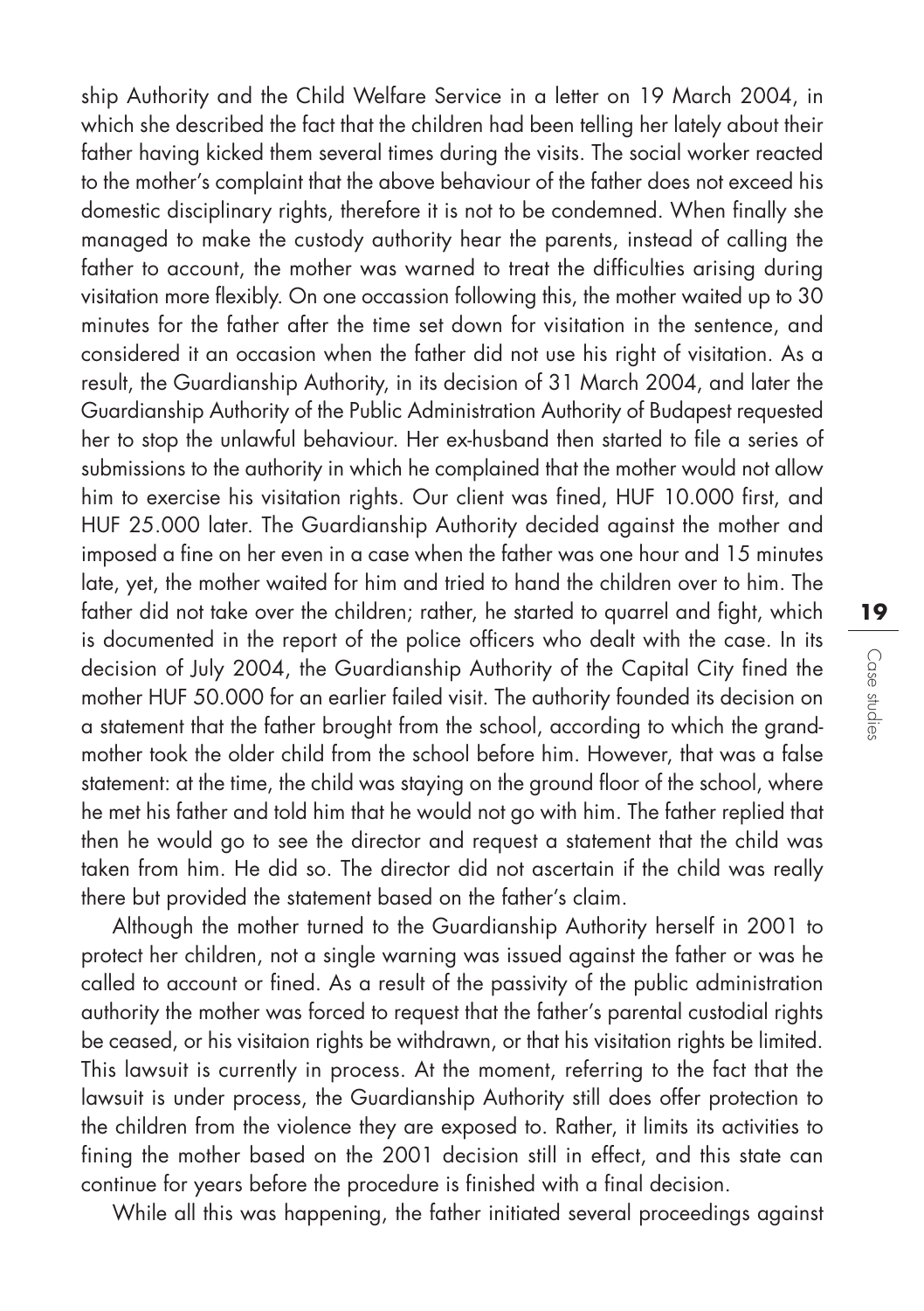ship Authority and the Child Welfare Service in a letter on 19 March 2004, in which she described the fact that the children had been telling her lately about their father having kicked them several times during the visits. The social worker reacted to the mother's complaint that the above behaviour of the father does not exceed his domestic disciplinary rights, therefore it is not to be condemned. When finally she managed to make the custody authority hear the parents, instead of calling the father to account, the mother was warned to treat the difficulties arising during visitation more flexibly. On one occassion following this, the mother waited up to 30 minutes for the father after the time set down for visitation in the sentence, and considered it an occasion when the father did not use his right of visitation. As a result, the Guardianship Authority, in its decision of 31 March 2004, and later the Guardianship Authority of the Public Administration Authority of Budapest requested her to stop the unlawful behaviour. Her ex-husband then started to file a series of submissions to the authority in which he complained that the mother would not allow him to exercise his visitation rights. Our client was fined, HUF 10.000 first, and HUF 25.000 later. The Guardianship Authority decided against the mother and imposed a fine on her even in a case when the father was one hour and 15 minutes late, yet, the mother waited for him and tried to hand the children over to him. The father did not take over the children; rather, he started to quarrel and fight, which is documented in the report of the police officers who dealt with the case. In its decision of July 2004, the Guardianship Authority of the Capital City fined the mother HUF 50.000 for an earlier failed visit. The authority founded its decision on a statement that the father brought from the school, according to which the grandmother took the older child from the school before him. However, that was a false statement: at the time, the child was staying on the ground floor of the school, where he met his father and told him that he would not go with him. The father replied that then he would go to see the director and request a statement that the child was taken from him. He did so. The director did not ascertain if the child was really there but provided the statement based on the father's claim.

Although the mother turned to the Guardianship Authority herself in 2001 to protect her children, not a single warning was issued against the father or was he called to account or fined. As a result of the passivity of the public administration authority the mother was forced to request that the father's parental custodial rights be ceased, or his visitaion rights be withdrawn, or that his visitation rights be limited. This lawsuit is currently in process. At the moment, referring to the fact that the lawsuit is under process, the Guardianship Authority still does offer protection to the children from the violence they are exposed to. Rather, it limits its activities to fining the mother based on the 2001 decision still in effect, and this state can continue for years before the procedure is finished with a final decision.

While all this was happening, the father initiated several proceedings against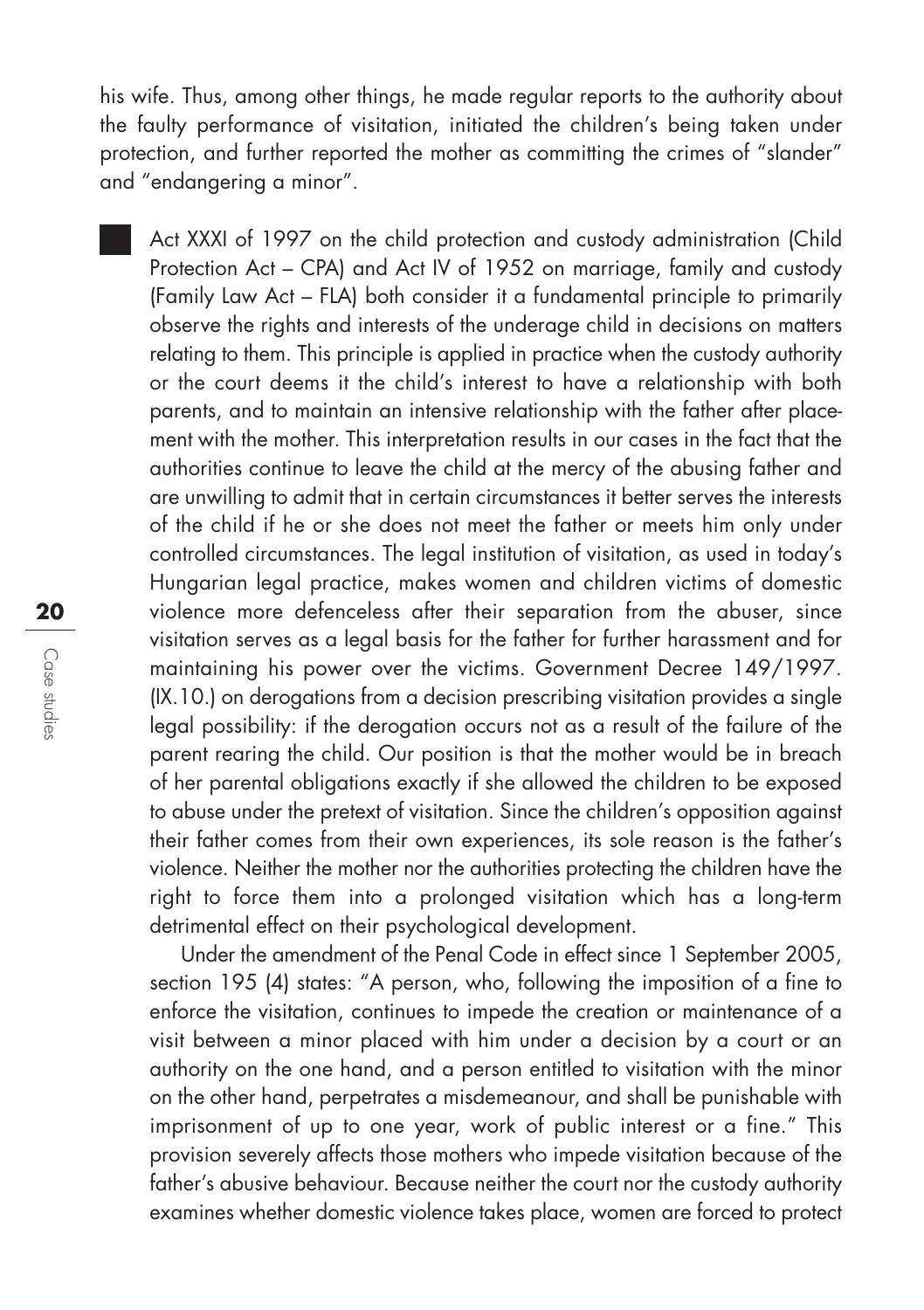his wife. Thus, among other things, he made regular reports to the authority about the faulty performance of visitation, initiated the children's being taken under protection, and further reported the mother as committing the crimes of "slander" and "endangering a minor".

Act XXXI of 1997 on the child protection and custody administration (Child Protection Act – CPA) and Act IV of 1952 on marriage, family and custody (Family Law Act – FLA) both consider it a fundamental principle to primarily observe the rights and interests of the underage child in decisions on matters relating to them. This principle is applied in practice when the custody authority or the court deems it the child's interest to have a relationship with both parents, and to maintain an intensive relationship with the father after placement with the mother. This interpretation results in our cases in the fact that the authorities continue to leave the child at the mercy of the abusing father and are unwilling to admit that in certain circumstances it better serves the interests of the child if he or she does not meet the father or meets him only under controlled circumstances. The legal institution of visitation, as used in today's Hungarian legal practice, makes women and children victims of domestic violence more defenceless after their separation from the abuser, since visitation serves as a legal basis for the father for further harassment and for maintaining his power over the victims. Government Decree 149/1997. (IX.10.) on derogations from a decision prescribing visitation provides a single legal possibility: if the derogation occurs not as a result of the failure of the parent rearing the child. Our position is that the mother would be in breach of her parental obligations exactly if she allowed the children to be exposed to abuse under the pretext of visitation. Since the children's opposition against their father comes from their own experiences, its sole reason is the father's violence. Neither the mother nor the authorities protecting the children have the right to force them into a prolonged visitation which has a long-term detrimental effect on their psychological development.

Under the amendment of the Penal Code in effect since 1 September 2005, section 195 (4) states: "A person, who, following the imposition of a fine to enforce the visitation, continues to impede the creation or maintenance of a visit between a minor placed with him under a decision by a court or an authority on the one hand, and a person entitled to visitation with the minor on the other hand, perpetrates a misdemeanour, and shall be punishable with imprisonment of up to one year, work of public interest or a fine." This provision severely affects those mothers who impede visitation because of the father's abusive behaviour. Because neither the court nor the custody authority examines whether domestic violence takes place, women are forced to protect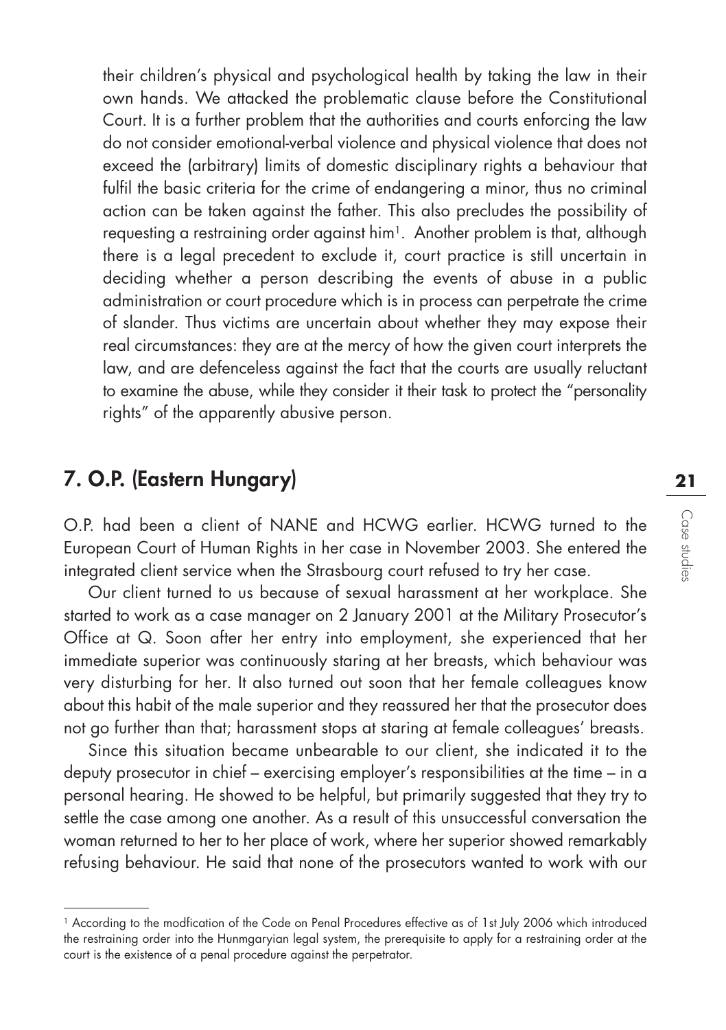their children's physical and psychological health by taking the law in their own hands. We attacked the problematic clause before the Constitutional Court. It is a further problem that the authorities and courts enforcing the law do not consider emotional-verbal violence and physical violence that does not exceed the (arbitrary) limits of domestic disciplinary rights a behaviour that fulfil the basic criteria for the crime of endangering a minor, thus no criminal action can be taken against the father. This also precludes the possibility of requesting a restraining order against him[1]. Another problem is that, although there is a legal precedent to exclude it, court practice is still uncertain in deciding whether a person describing the events of abuse in a public administration or court procedure which is in process can perpetrate the crime of slander. Thus victims are uncertain about whether they may expose their real circumstances: they are at the mercy of how the given court interprets the law, and are defenceless against the fact that the courts are usually reluctant to examine the abuse, while they consider it their task to protect the "personality rights" of the apparently abusive person.

## 7. O.P. (Eastern Hungary)

O.P. had been a client of NANE and HCWG earlier. HCWG turned to the European Court of Human Rights in her case in November 2003. She entered the integrated client service when the Strasbourg court refused to try her case.

Our client turned to us because of sexual harassment at her workplace. She started to work as a case manager on 2 January 2001 at the Military Prosecutor's Office at Q. Soon after her entry into employment, she experienced that her immediate superior was continuously staring at her breasts, which behaviour was very disturbing for her. It also turned out soon that her female colleagues know about this habit of the male superior and they reassured her that the prosecutor does not go further than that; harassment stops at staring at female colleagues' breasts.

Since this situation became unbearable to our client, she indicated it to the deputy prosecutor in chief – exercising employer's responsibilities at the time – in a personal hearing. He showed to be helpful, but primarily suggested that they try to settle the case among one another. As a result of this unsuccessful conversation the woman returned to her to her place of work, where her superior showed remarkably refusing behaviour. He said that none of the prosecutors wanted to work with our

---

[1] According to the modfication of the Code on Penal Procedures effective as of 1st July 2006 which introduced the restraining order into the Hunmgaryian legal system, the prerequisite to apply for a restraining order at the court is the existence of a penal procedure against the perpetrator.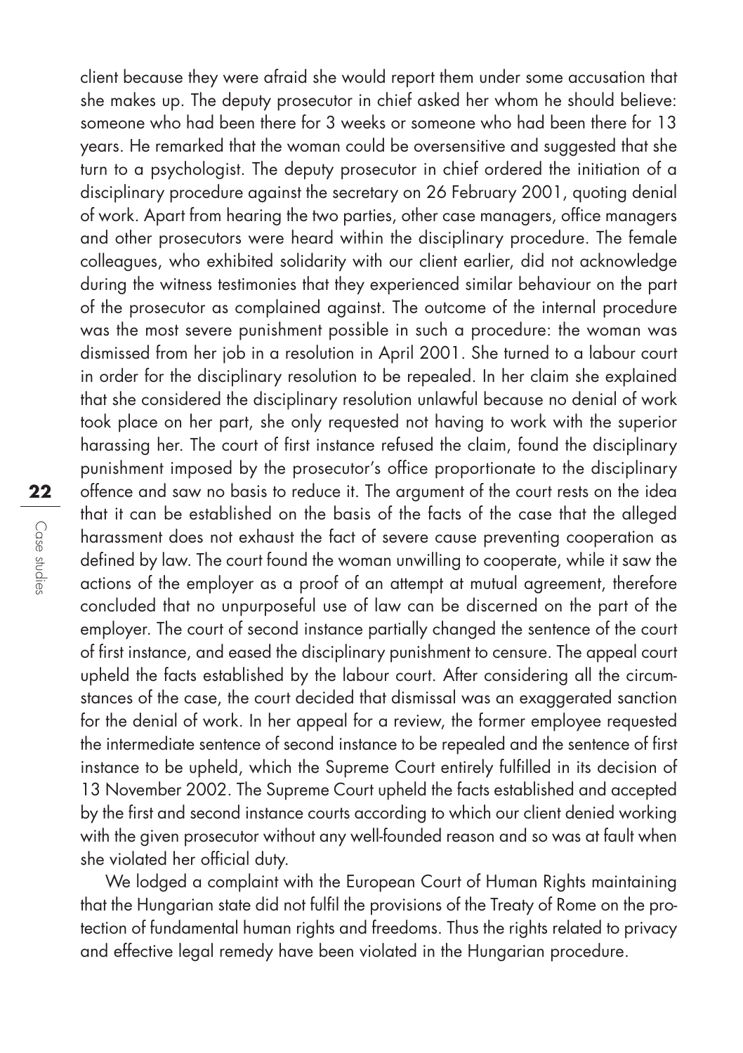client because they were afraid she would report them under some accusation that she makes up. The deputy prosecutor in chief asked her whom he should believe: someone who had been there for 3 weeks or someone who had been there for 13 years. He remarked that the woman could be oversensitive and suggested that she turn to a psychologist. The deputy prosecutor in chief ordered the initiation of a disciplinary procedure against the secretary on 26 February 2001, quoting denial of work. Apart from hearing the two parties, other case managers, office managers and other prosecutors were heard within the disciplinary procedure. The female colleagues, who exhibited solidarity with our client earlier, did not acknowledge during the witness testimonies that they experienced similar behaviour on the part of the prosecutor as complained against. The outcome of the internal procedure was the most severe punishment possible in such a procedure: the woman was dismissed from her job in a resolution in April 2001. She turned to a labour court in order for the disciplinary resolution to be repealed. In her claim she explained that she considered the disciplinary resolution unlawful because no denial of work took place on her part, she only requested not having to work with the superior harassing her. The court of first instance refused the claim, found the disciplinary punishment imposed by the prosecutor's office proportionate to the disciplinary offence and saw no basis to reduce it. The argument of the court rests on the idea that it can be established on the basis of the facts of the case that the alleged harassment does not exhaust the fact of severe cause preventing cooperation as defined by law. The court found the woman unwilling to cooperate, while it saw the actions of the employer as a proof of an attempt at mutual agreement, therefore concluded that no unpurposeful use of law can be discerned on the part of the employer. The court of second instance partially changed the sentence of the court of first instance, and eased the disciplinary punishment to censure. The appeal court upheld the facts established by the labour court. After considering all the circumstances of the case, the court decided that dismissal was an exaggerated sanction for the denial of work. In her appeal for a review, the former employee requested the intermediate sentence of second instance to be repealed and the sentence of first instance to be upheld, which the Supreme Court entirely fulfilled in its decision of 13 November 2002. The Supreme Court upheld the facts established and accepted by the first and second instance courts according to which our client denied working with the given prosecutor without any well-founded reason and so was at fault when she violated her official duty.

We lodged a complaint with the European Court of Human Rights maintaining that the Hungarian state did not fulfil the provisions of the Treaty of Rome on the protection of fundamental human rights and freedoms. Thus the rights related to privacy and effective legal remedy have been violated in the Hungarian procedure.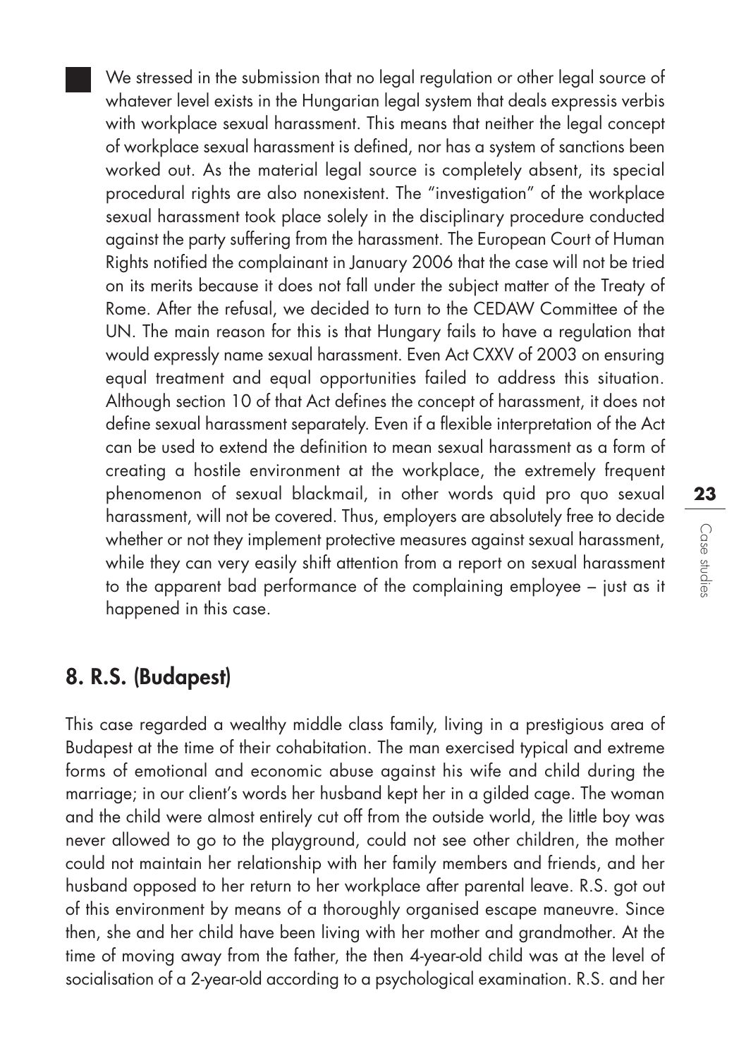We stressed in the submission that no legal regulation or other legal source of whatever level exists in the Hungarian legal system that deals expressis verbis with workplace sexual harassment. This means that neither the legal concept of workplace sexual harassment is defined, nor has a system of sanctions been worked out. As the material legal source is completely absent, its special procedural rights are also nonexistent. The "investigation" of the workplace sexual harassment took place solely in the disciplinary procedure conducted against the party suffering from the harassment. The European Court of Human Rights notified the complainant in January 2006 that the case will not be tried on its merits because it does not fall under the subject matter of the Treaty of Rome. After the refusal, we decided to turn to the CEDAW Committee of the UN. The main reason for this is that Hungary fails to have a regulation that would expressly name sexual harassment. Even Act CXXV of 2003 on ensuring equal treatment and equal opportunities failed to address this situation. Although section 10 of that Act defines the concept of harassment, it does not define sexual harassment separately. Even if a flexible interpretation of the Act can be used to extend the definition to mean sexual harassment as a form of creating a hostile environment at the workplace, the extremely frequent phenomenon of sexual blackmail, in other words quid pro quo sexual harassment, will not be covered. Thus, employers are absolutely free to decide whether or not they implement protective measures against sexual harassment, while they can very easily shift attention from a report on sexual harassment to the apparent bad performance of the complaining employee – just as it happened in this case.

## 8. R.S. (Budapest)

This case regarded a wealthy middle class family, living in a prestigious area of Budapest at the time of their cohabitation. The man exercised typical and extreme forms of emotional and economic abuse against his wife and child during the marriage; in our client's words her husband kept her in a gilded cage. The woman and the child were almost entirely cut off from the outside world, the little boy was never allowed to go to the playground, could not see other children, the mother could not maintain her relationship with her family members and friends, and her husband opposed to her return to her workplace after parental leave. R.S. got out of this environment by means of a thoroughly organised escape maneuvre. Since then, she and her child have been living with her mother and grandmother. At the time of moving away from the father, the then 4-year-old child was at the level of socialisation of a 2-year-old according to a psychological examination. R.S. and her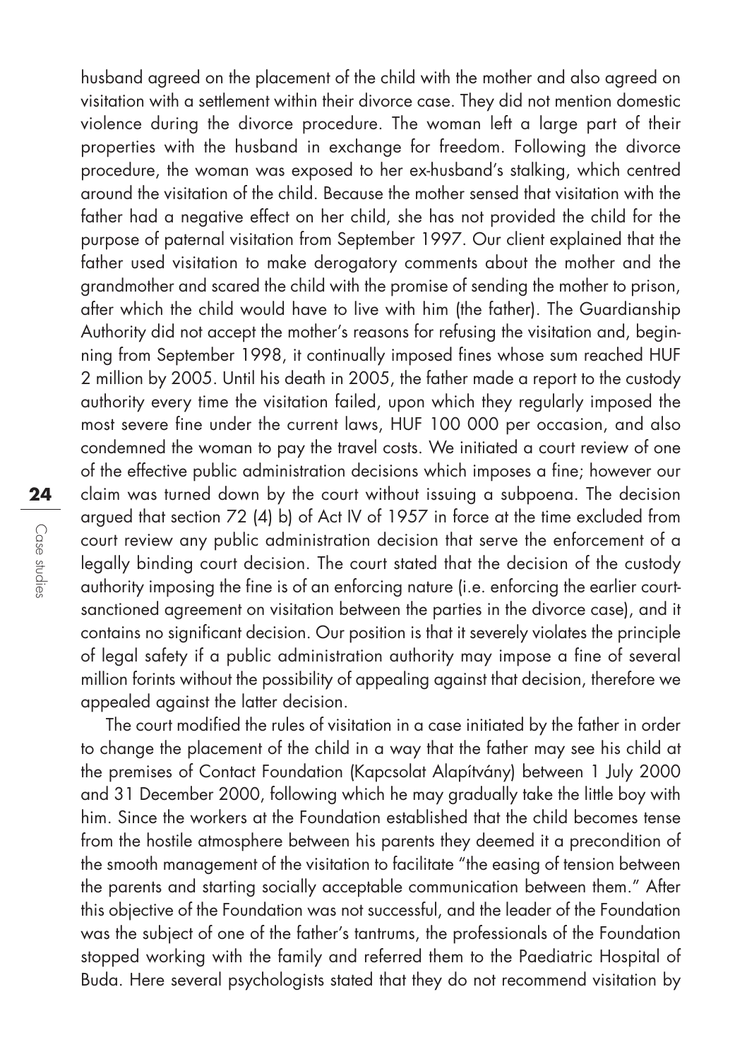husband agreed on the placement of the child with the mother and also agreed on visitation with a settlement within their divorce case. They did not mention domestic violence during the divorce procedure. The woman left a large part of their properties with the husband in exchange for freedom. Following the divorce procedure, the woman was exposed to her ex-husband's stalking, which centred around the visitation of the child. Because the mother sensed that visitation with the father had a negative effect on her child, she has not provided the child for the purpose of paternal visitation from September 1997. Our client explained that the father used visitation to make derogatory comments about the mother and the grandmother and scared the child with the promise of sending the mother to prison, after which the child would have to live with him (the father). The Guardianship Authority did not accept the mother's reasons for refusing the visitation and, beginning from September 1998, it continually imposed fines whose sum reached HUF 2 million by 2005. Until his death in 2005, the father made a report to the custody authority every time the visitation failed, upon which they regularly imposed the most severe fine under the current laws, HUF 100 000 per occasion, and also condemned the woman to pay the travel costs. We initiated a court review of one of the effective public administration decisions which imposes a fine; however our claim was turned down by the court without issuing a subpoena. The decision argued that section 72 (4) b) of Act IV of 1957 in force at the time excluded from court review any public administration decision that serve the enforcement of a legally binding court decision. The court stated that the decision of the custody authority imposing the fine is of an enforcing nature (i.e. enforcing the earlier court-sanctioned agreement on visitation between the parties in the divorce case), and it contains no significant decision. Our position is that it severely violates the principle of legal safety if a public administration authority may impose a fine of several million forints without the possibility of appealing against that decision, therefore we appealed against the latter decision.

The court modified the rules of visitation in a case initiated by the father in order to change the placement of the child in a way that the father may see his child at the premises of Contact Foundation (Kapcsolat Alapítvány) between 1 July 2000 and 31 December 2000, following which he may gradually take the little boy with him. Since the workers at the Foundation established that the child becomes tense from the hostile atmosphere between his parents they deemed it a precondition of the smooth management of the visitation to facilitate "the easing of tension between the parents and starting socially acceptable communication between them." After this objective of the Foundation was not successful, and the leader of the Foundation was the subject of one of the father's tantrums, the professionals of the Foundation stopped working with the family and referred them to the Paediatric Hospital of Buda. Here several psychologists stated that they do not recommend visitation by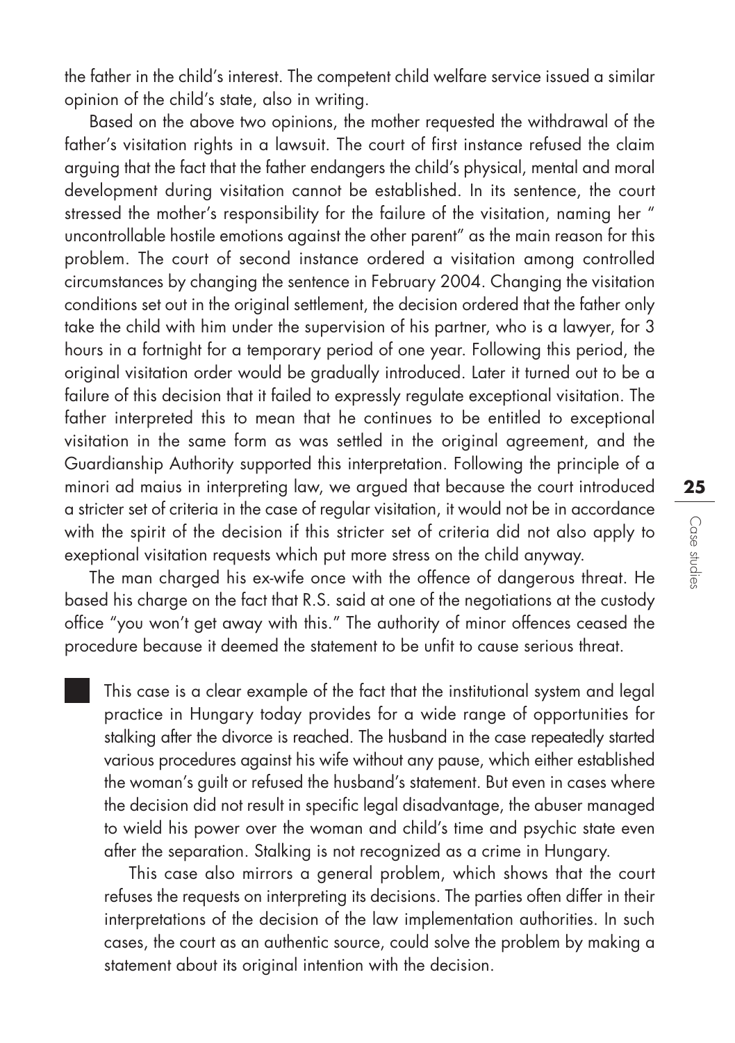the father in the child's interest. The competent child welfare service issued a similar opinion of the child's state, also in writing.

Based on the above two opinions, the mother requested the withdrawal of the father's visitation rights in a lawsuit. The court of first instance refused the claim arguing that the fact that the father endangers the child's physical, mental and moral development during visitation cannot be established. In its sentence, the court stressed the mother's responsibility for the failure of the visitation, naming her " uncontrollable hostile emotions against the other parent" as the main reason for this problem. The court of second instance ordered a visitation among controlled circumstances by changing the sentence in February 2004. Changing the visitation conditions set out in the original settlement, the decision ordered that the father only take the child with him under the supervision of his partner, who is a lawyer, for 3 hours in a fortnight for a temporary period of one year. Following this period, the original visitation order would be gradually introduced. Later it turned out to be a failure of this decision that it failed to expressly regulate exceptional visitation. The father interpreted this to mean that he continues to be entitled to exceptional visitation in the same form as was settled in the original agreement, and the Guardianship Authority supported this interpretation. Following the principle of a minori ad maius in interpreting law, we argued that because the court introduced a stricter set of criteria in the case of regular visitation, it would not be in accordance with the spirit of the decision if this stricter set of criteria did not also apply to exeptional visitation requests which put more stress on the child anyway.

The man charged his ex-wife once with the offence of dangerous threat. He based his charge on the fact that R.S. said at one of the negotiations at the custody office "you won't get away with this." The authority of minor offences ceased the procedure because it deemed the statement to be unfit to cause serious threat.

This case is a clear example of the fact that the institutional system and legal practice in Hungary today provides for a wide range of opportunities for stalking after the divorce is reached. The husband in the case repeatedly started various procedures against his wife without any pause, which either established the woman's guilt or refused the husband's statement. But even in cases where the decision did not result in specific legal disadvantage, the abuser managed to wield his power over the woman and child's time and psychic state even after the separation. Stalking is not recognized as a crime in Hungary.

This case also mirrors a general problem, which shows that the court refuses the requests on interpreting its decisions. The parties often differ in their interpretations of the decision of the law implementation authorities. In such cases, the court as an authentic source, could solve the problem by making a statement about its original intention with the decision.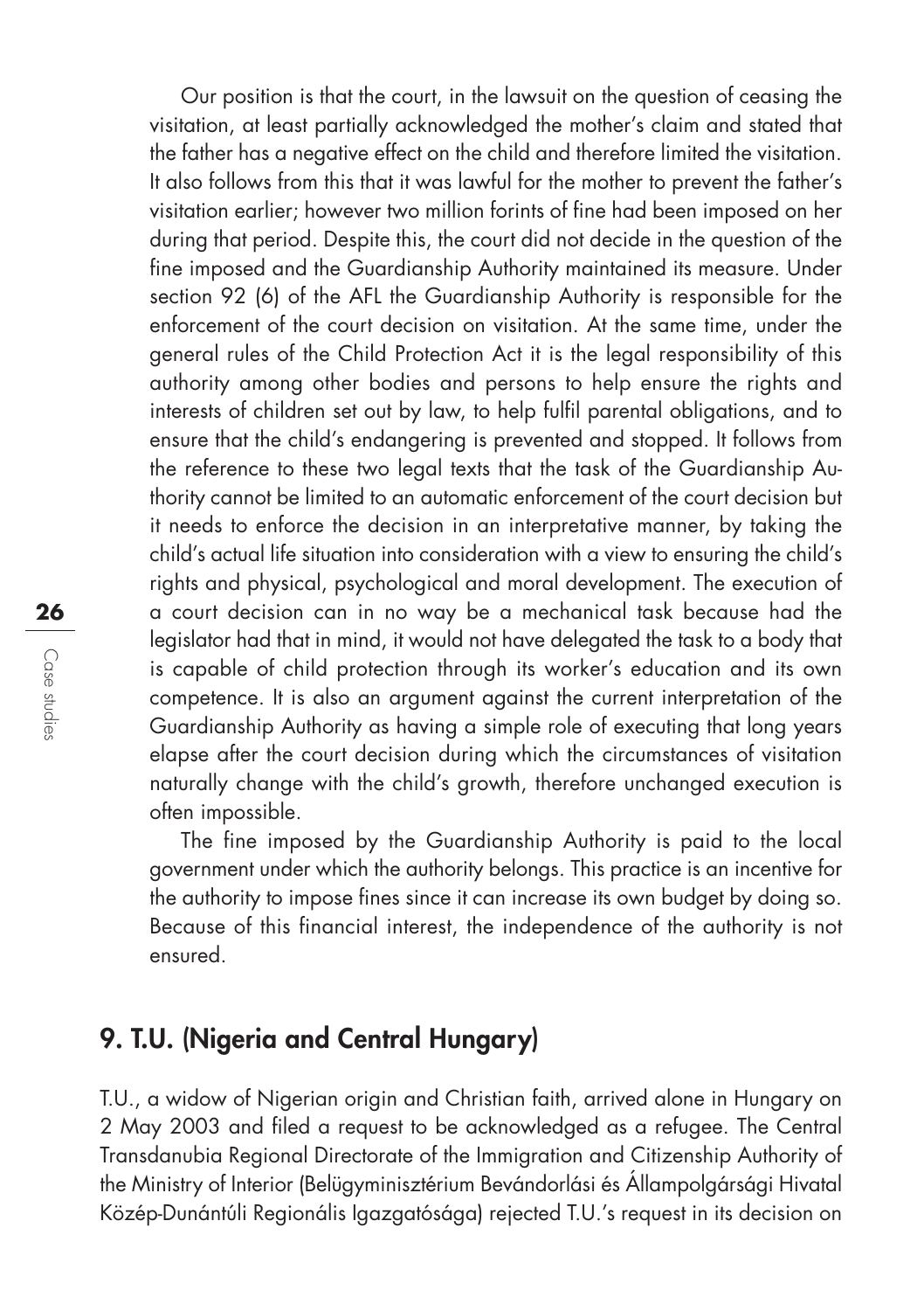Our position is that the court, in the lawsuit on the question of ceasing the visitation, at least partially acknowledged the mother's claim and stated that the father has a negative effect on the child and therefore limited the visitation. It also follows from this that it was lawful for the mother to prevent the father's visitation earlier; however two million forints of fine had been imposed on her during that period. Despite this, the court did not decide in the question of the fine imposed and the Guardianship Authority maintained its measure. Under section 92 (6) of the AFL the Guardianship Authority is responsible for the enforcement of the court decision on visitation. At the same time, under the general rules of the Child Protection Act it is the legal responsibility of this authority among other bodies and persons to help ensure the rights and interests of children set out by law, to help fulfil parental obligations, and to ensure that the child's endangering is prevented and stopped. It follows from the reference to these two legal texts that the task of the Guardianship Authority cannot be limited to an automatic enforcement of the court decision but it needs to enforce the decision in an interpretative manner, by taking the child's actual life situation into consideration with a view to ensuring the child's rights and physical, psychological and moral development. The execution of a court decision can in no way be a mechanical task because had the legislator had that in mind, it would not have delegated the task to a body that is capable of child protection through its worker's education and its own competence. It is also an argument against the current interpretation of the Guardianship Authority as having a simple role of executing that long years elapse after the court decision during which the circumstances of visitation naturally change with the child's growth, therefore unchanged execution is often impossible.

The fine imposed by the Guardianship Authority is paid to the local government under which the authority belongs. This practice is an incentive for the authority to impose fines since it can increase its own budget by doing so. Because of this financial interest, the independence of the authority is not ensured.

## 9. T.U. (Nigeria and Central Hungary)

T.U., a widow of Nigerian origin and Christian faith, arrived alone in Hungary on 2 May 2003 and filed a request to be acknowledged as a refugee. The Central Transdanubia Regional Directorate of the Immigration and Citizenship Authority of the Ministry of Interior (Belügyminisztérium Bevándorlási és Állampolgársági Hivatal Közép-Dunántúli Regionális Igazgatósága) rejected T.U.'s request in its decision on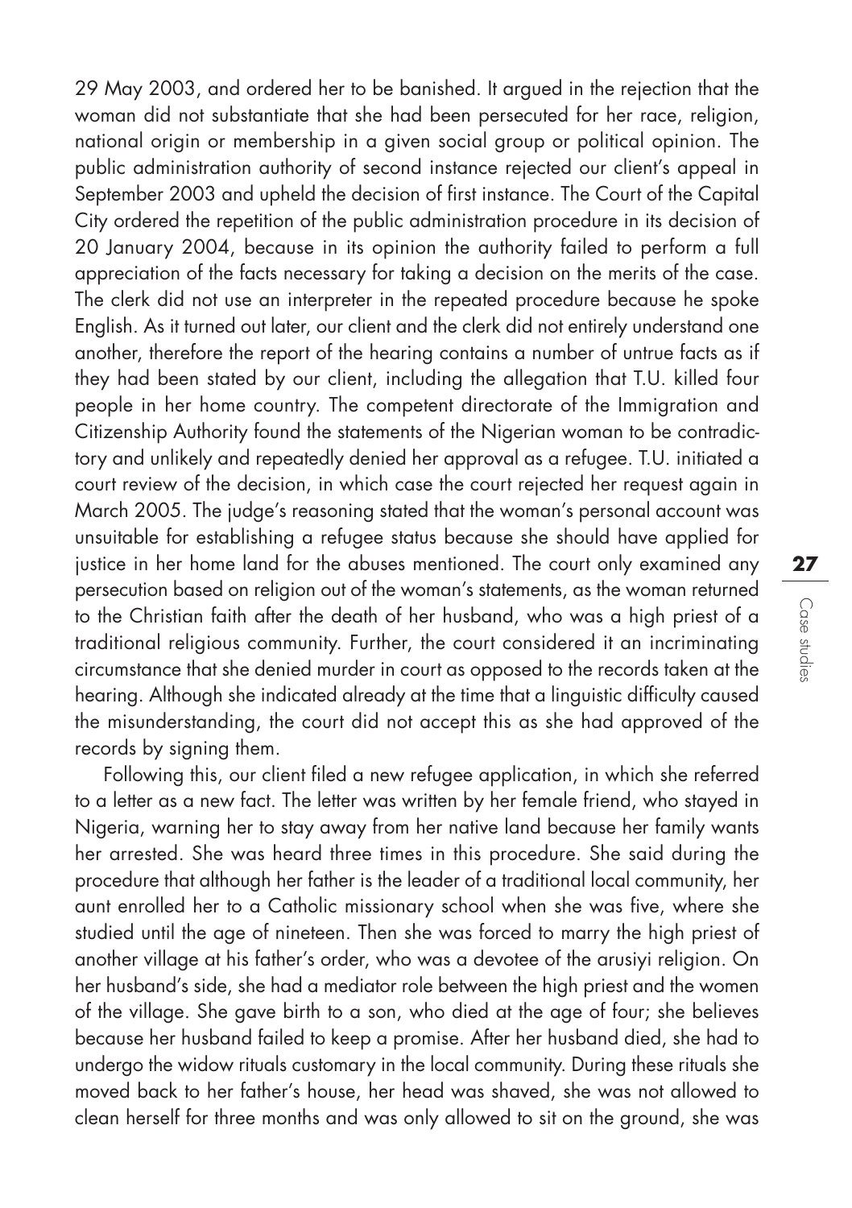29 May 2003, and ordered her to be banished. It argued in the rejection that the woman did not substantiate that she had been persecuted for her race, religion, national origin or membership in a given social group or political opinion. The public administration authority of second instance rejected our client's appeal in September 2003 and upheld the decision of first instance. The Court of the Capital City ordered the repetition of the public administration procedure in its decision of 20 January 2004, because in its opinion the authority failed to perform a full appreciation of the facts necessary for taking a decision on the merits of the case. The clerk did not use an interpreter in the repeated procedure because he spoke English. As it turned out later, our client and the clerk did not entirely understand one another, therefore the report of the hearing contains a number of untrue facts as if they had been stated by our client, including the allegation that T.U. killed four people in her home country. The competent directorate of the Immigration and Citizenship Authority found the statements of the Nigerian woman to be contradictory and unlikely and repeatedly denied her approval as a refugee. T.U. initiated a court review of the decision, in which case the court rejected her request again in March 2005. The judge's reasoning stated that the woman's personal account was unsuitable for establishing a refugee status because she should have applied for justice in her home land for the abuses mentioned. The court only examined any persecution based on religion out of the woman's statements, as the woman returned to the Christian faith after the death of her husband, who was a high priest of a traditional religious community. Further, the court considered it an incriminating circumstance that she denied murder in court as opposed to the records taken at the hearing. Although she indicated already at the time that a linguistic difficulty caused the misunderstanding, the court did not accept this as she had approved of the records by signing them.

Following this, our client filed a new refugee application, in which she referred to a letter as a new fact. The letter was written by her female friend, who stayed in Nigeria, warning her to stay away from her native land because her family wants her arrested. She was heard three times in this procedure. She said during the procedure that although her father is the leader of a traditional local community, her aunt enrolled her to a Catholic missionary school when she was five, where she studied until the age of nineteen. Then she was forced to marry the high priest of another village at his father's order, who was a devotee of the arusiyi religion. On her husband's side, she had a mediator role between the high priest and the women of the village. She gave birth to a son, who died at the age of four; she believes because her husband failed to keep a promise. After her husband died, she had to undergo the widow rituals customary in the local community. During these rituals she moved back to her father's house, her head was shaved, she was not allowed to clean herself for three months and was only allowed to sit on the ground, she was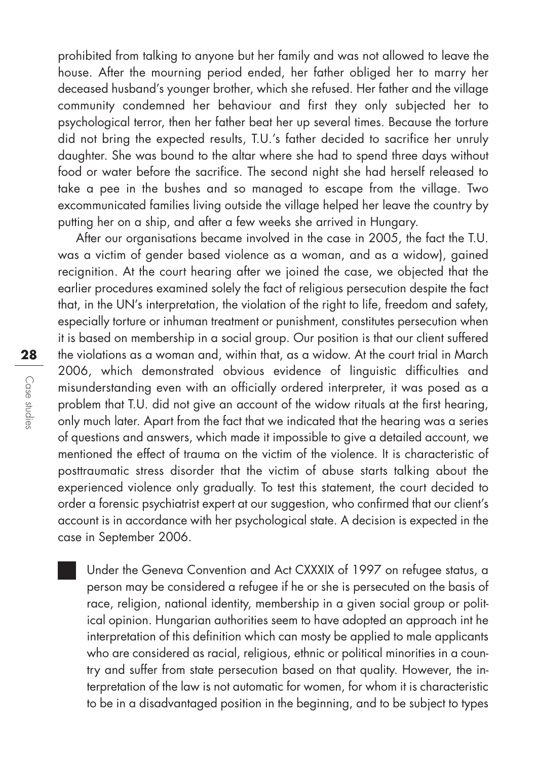prohibited from talking to anyone but her family and was not allowed to leave the house. After the mourning period ended, her father obliged her to marry her deceased husband's younger brother, which she refused. Her father and the village community condemned her behaviour and first they only subjected her to psychological terror, then her father beat her up several times. Because the torture did not bring the expected results, T.U.'s father decided to sacrifice her unruly daughter. She was bound to the altar where she had to spend three days without food or water before the sacrifice. The second night she had herself released to take a pee in the bushes and so managed to escape from the village. Two excommunicated families living outside the village helped her leave the country by putting her on a ship, and after a few weeks she arrived in Hungary.

After our organisations became involved in the case in 2005, the fact the T.U. was a victim of gender based violence as a woman, and as a widow), gained recignition. At the court hearing after we joined the case, we objected that the earlier procedures examined solely the fact of religious persecution despite the fact that, in the UN's interpretation, the violation of the right to life, freedom and safety, especially torture or inhuman treatment or punishment, constitutes persecution when it is based on membership in a social group. Our position is that our client suffered the violations as a woman and, within that, as a widow. At the court trial in March 2006, which demonstrated obvious evidence of linguistic difficulties and misunderstanding even with an officially ordered interpreter, it was posed as a problem that T.U. did not give an account of the widow rituals at the first hearing, only much later. Apart from the fact that we indicated that the hearing was a series of questions and answers, which made it impossible to give a detailed account, we mentioned the effect of trauma on the victim of the violence. It is characteristic of posttraumatic stress disorder that the victim of abuse starts talking about the experienced violence only gradually. To test this statement, the court decided to order a forensic psychiatrist expert at our suggestion, who confirmed that our client's account is in accordance with her psychological state. A decision is expected in the case in September 2006.

Under the Geneva Convention and Act CXXXIX of 1997 on refugee status, a person may be considered a refugee if he or she is persecuted on the basis of race, religion, national identity, membership in a given social group or political opinion. Hungarian authorities seem to have adopted an approach int he interpretation of this definition which can mosty be applied to male applicants who are considered as racial, religious, ethnic or political minorities in a country and suffer from state persecution based on that quality. However, the interpretation of the law is not automatic for women, for whom it is characteristic to be in a disadvantaged position in the beginning, and to be subject to types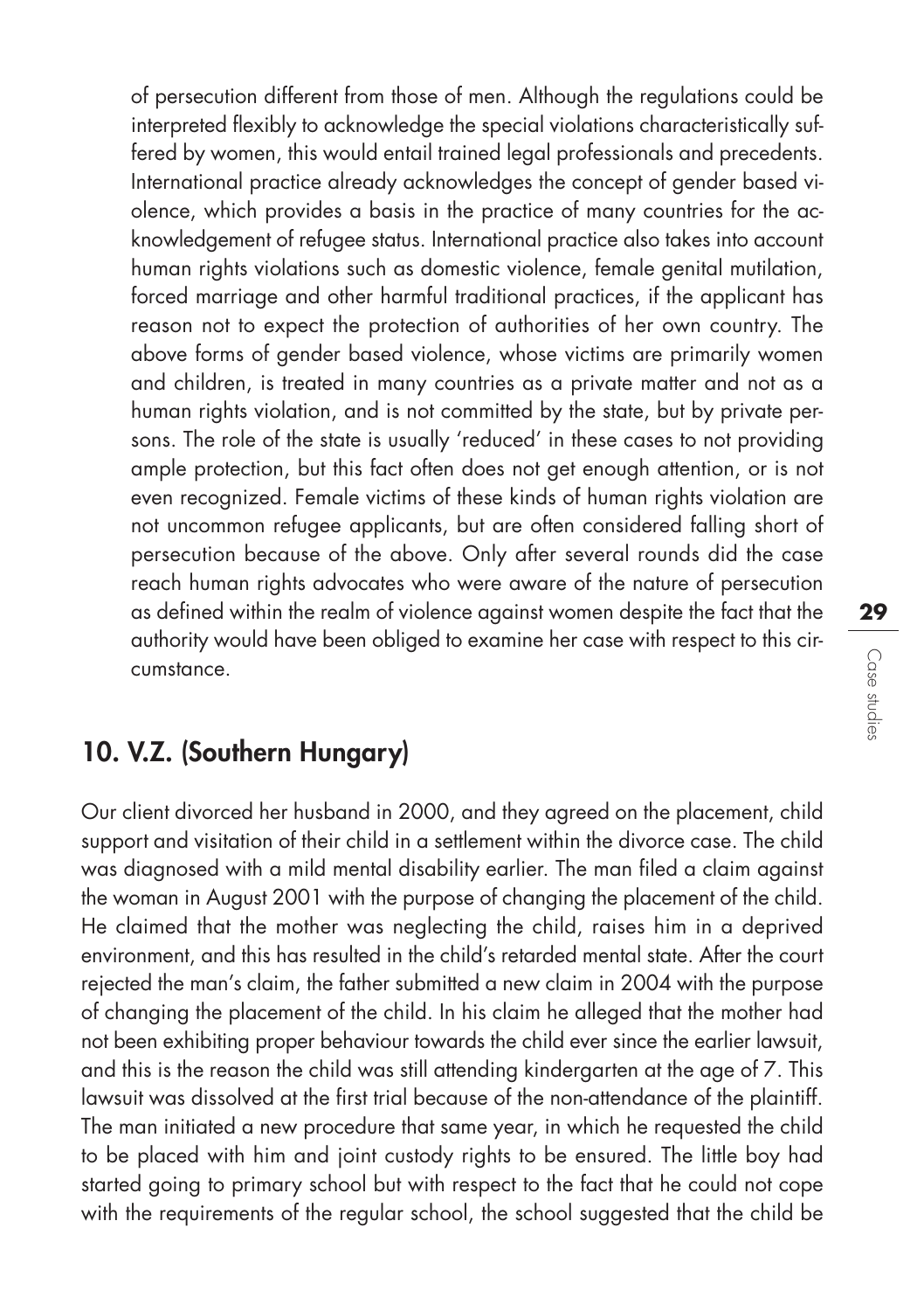of persecution different from those of men. Although the regulations could be interpreted flexibly to acknowledge the special violations characteristically suffered by women, this would entail trained legal professionals and precedents. International practice already acknowledges the concept of gender based violence, which provides a basis in the practice of many countries for the acknowledgement of refugee status. International practice also takes into account human rights violations such as domestic violence, female genital mutilation, forced marriage and other harmful traditional practices, if the applicant has reason not to expect the protection of authorities of her own country. The above forms of gender based violence, whose victims are primarily women and children, is treated in many countries as a private matter and not as a human rights violation, and is not committed by the state, but by private persons. The role of the state is usually 'reduced' in these cases to not providing ample protection, but this fact often does not get enough attention, or is not even recognized. Female victims of these kinds of human rights violation are not uncommon refugee applicants, but are often considered falling short of persecution because of the above. Only after several rounds did the case reach human rights advocates who were aware of the nature of persecution as defined within the realm of violence against women despite the fact that the authority would have been obliged to examine her case with respect to this circumstance.

## 10. V.Z. (Southern Hungary)

Our client divorced her husband in 2000, and they agreed on the placement, child support and visitation of their child in a settlement within the divorce case. The child was diagnosed with a mild mental disability earlier. The man filed a claim against the woman in August 2001 with the purpose of changing the placement of the child. He claimed that the mother was neglecting the child, raises him in a deprived environment, and this has resulted in the child's retarded mental state. After the court rejected the man's claim, the father submitted a new claim in 2004 with the purpose of changing the placement of the child. In his claim he alleged that the mother had not been exhibiting proper behaviour towards the child ever since the earlier lawsuit, and this is the reason the child was still attending kindergarten at the age of 7. This lawsuit was dissolved at the first trial because of the non-attendance of the plaintiff. The man initiated a new procedure that same year, in which he requested the child to be placed with him and joint custody rights to be ensured. The little boy had started going to primary school but with respect to the fact that he could not cope with the requirements of the regular school, the school suggested that the child be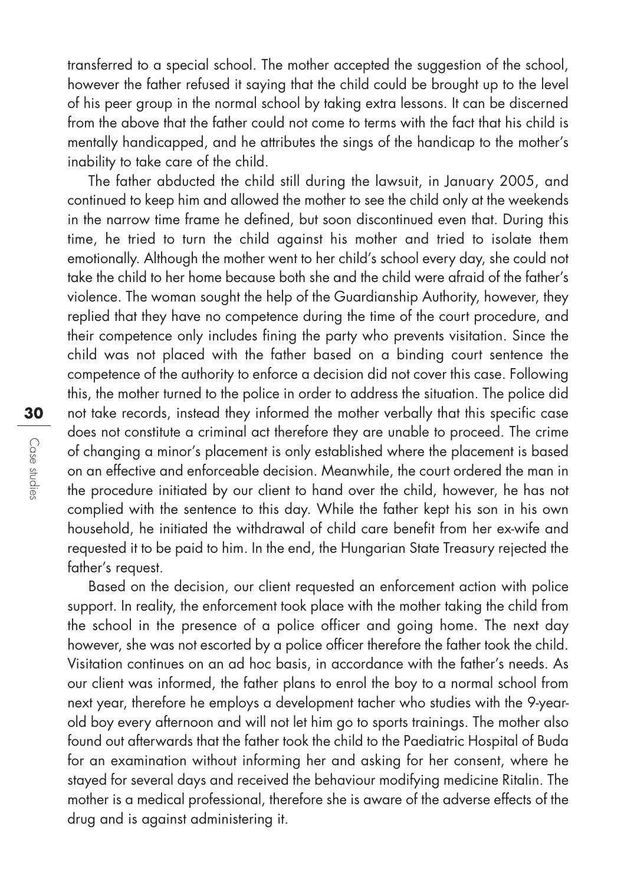transferred to a special school. The mother accepted the suggestion of the school, however the father refused it saying that the child could be brought up to the level of his peer group in the normal school by taking extra lessons. It can be discerned from the above that the father could not come to terms with the fact that his child is mentally handicapped, and he attributes the sings of the handicap to the mother's inability to take care of the child.

The father abducted the child still during the lawsuit, in January 2005, and continued to keep him and allowed the mother to see the child only at the weekends in the narrow time frame he defined, but soon discontinued even that. During this time, he tried to turn the child against his mother and tried to isolate them emotionally. Although the mother went to her child's school every day, she could not take the child to her home because both she and the child were afraid of the father's violence. The woman sought the help of the Guardianship Authority, however, they replied that they have no competence during the time of the court procedure, and their competence only includes fining the party who prevents visitation. Since the child was not placed with the father based on a binding court sentence the competence of the authority to enforce a decision did not cover this case. Following this, the mother turned to the police in order to address the situation. The police did not take records, instead they informed the mother verbally that this specific case does not constitute a criminal act therefore they are unable to proceed. The crime of changing a minor's placement is only established where the placement is based on an effective and enforceable decision. Meanwhile, the court ordered the man in the procedure initiated by our client to hand over the child, however, he has not complied with the sentence to this day. While the father kept his son in his own household, he initiated the withdrawal of child care benefit from her ex-wife and requested it to be paid to him. In the end, the Hungarian State Treasury rejected the father's request.

Based on the decision, our client requested an enforcement action with police support. In reality, the enforcement took place with the mother taking the child from the school in the presence of a police officer and going home. The next day however, she was not escorted by a police officer therefore the father took the child. Visitation continues on an ad hoc basis, in accordance with the father's needs. As our client was informed, the father plans to enrol the boy to a normal school from next year, therefore he employs a development tacher who studies with the 9-year-old boy every afternoon and will not let him go to sports trainings. The mother also found out afterwards that the father took the child to the Paediatric Hospital of Buda for an examination without informing her and asking for her consent, where he stayed for several days and received the behaviour modifying medicine Ritalin. The mother is a medical professional, therefore she is aware of the adverse effects of the drug and is against administering it.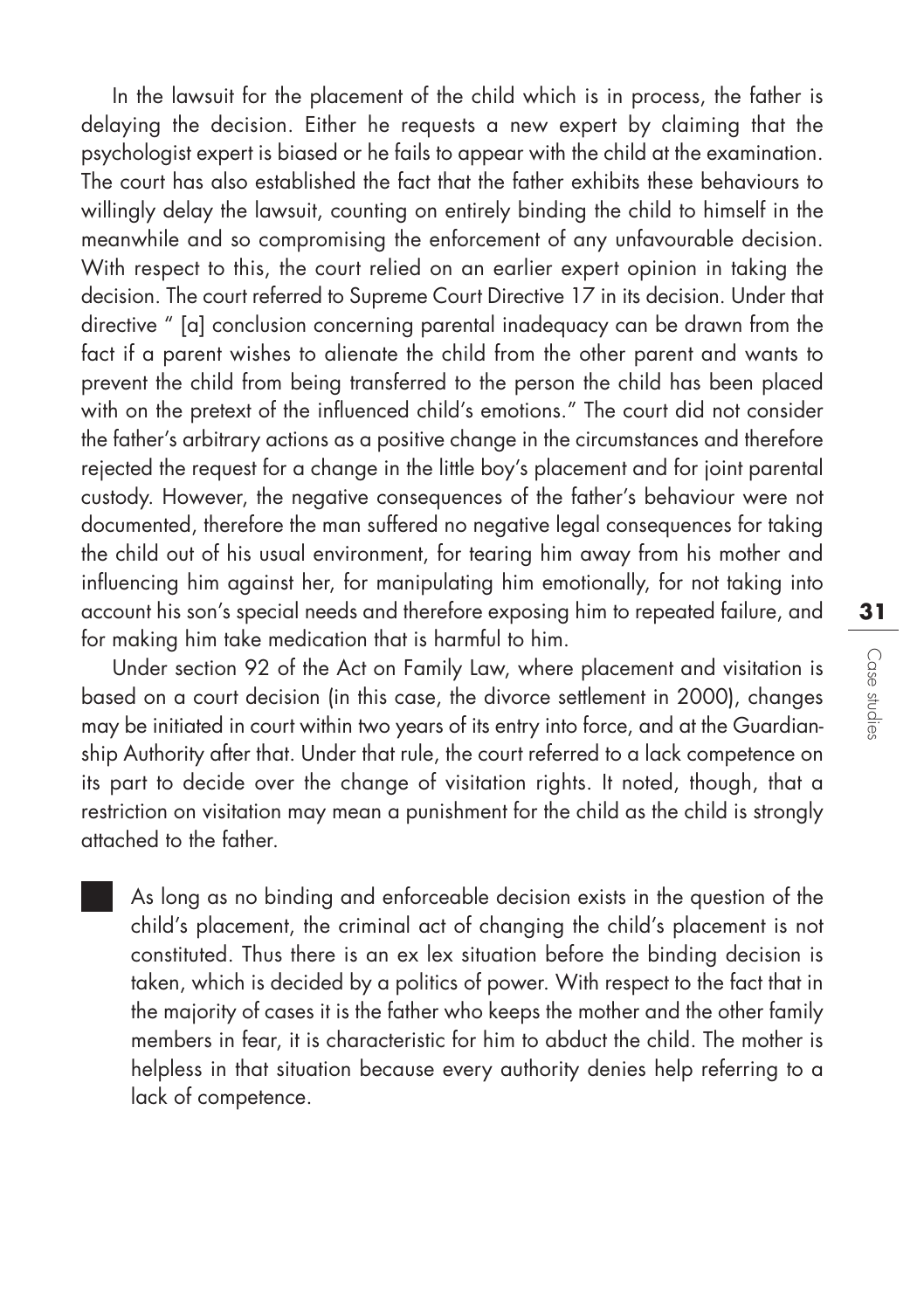In the lawsuit for the placement of the child which is in process, the father is delaying the decision. Either he requests a new expert by claiming that the psychologist expert is biased or he fails to appear with the child at the examination. The court has also established the fact that the father exhibits these behaviours to willingly delay the lawsuit, counting on entirely binding the child to himself in the meanwhile and so compromising the enforcement of any unfavourable decision. With respect to this, the court relied on an earlier expert opinion in taking the decision. The court referred to Supreme Court Directive 17 in its decision. Under that directive " [a] conclusion concerning parental inadequacy can be drawn from the fact if a parent wishes to alienate the child from the other parent and wants to prevent the child from being transferred to the person the child has been placed with on the pretext of the influenced child's emotions." The court did not consider the father's arbitrary actions as a positive change in the circumstances and therefore rejected the request for a change in the little boy's placement and for joint parental custody. However, the negative consequences of the father's behaviour were not documented, therefore the man suffered no negative legal consequences for taking the child out of his usual environment, for tearing him away from his mother and influencing him against her, for manipulating him emotionally, for not taking into account his son's special needs and therefore exposing him to repeated failure, and for making him take medication that is harmful to him.

Under section 92 of the Act on Family Law, where placement and visitation is based on a court decision (in this case, the divorce settlement in 2000), changes may be initiated in court within two years of its entry into force, and at the Guardianship Authority after that. Under that rule, the court referred to a lack competence on its part to decide over the change of visitation rights. It noted, though, that a restriction on visitation may mean a punishment for the child as the child is strongly attached to the father.

As long as no binding and enforceable decision exists in the question of the child's placement, the criminal act of changing the child's placement is not constituted. Thus there is an ex lex situation before the binding decision is taken, which is decided by a politics of power. With respect to the fact that in the majority of cases it is the father who keeps the mother and the other family members in fear, it is characteristic for him to abduct the child. The mother is helpless in that situation because every authority denies help referring to a lack of competence.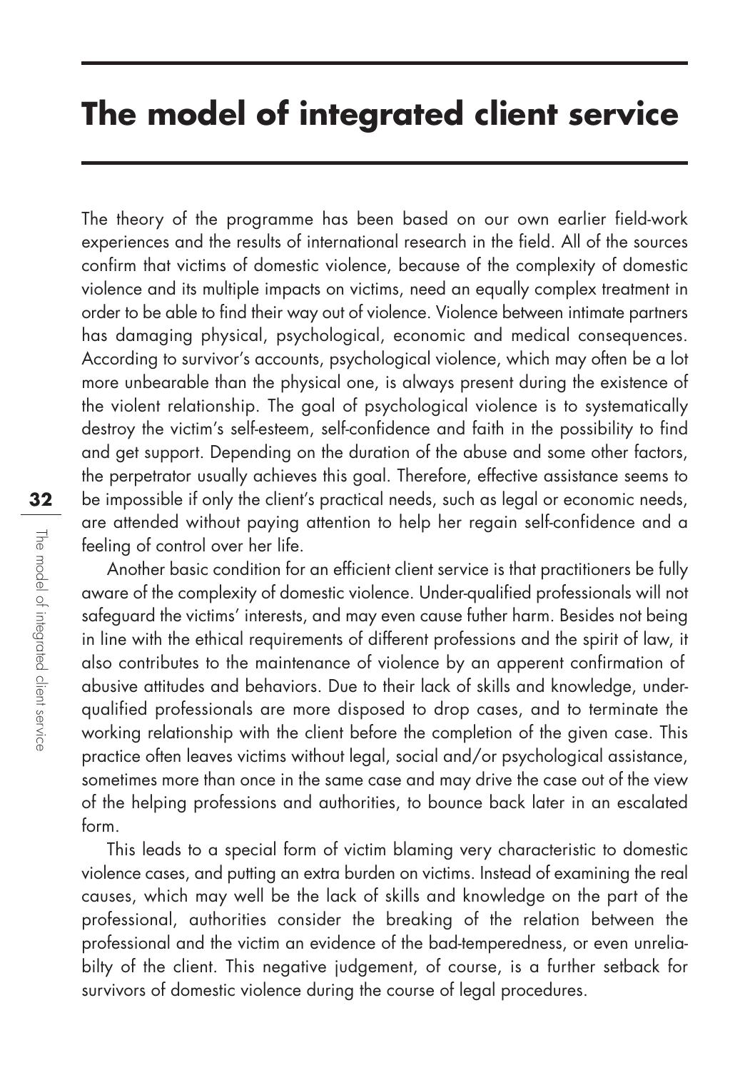# The model of integrated client service

The theory of the programme has been based on our own earlier field-work experiences and the results of international research in the field. All of the sources confirm that victims of domestic violence, because of the complexity of domestic violence and its multiple impacts on victims, need an equally complex treatment in order to be able to find their way out of violence. Violence between intimate partners has damaging physical, psychological, economic and medical consequences. According to survivor's accounts, psychological violence, which may often be a lot more unbearable than the physical one, is always present during the existence of the violent relationship. The goal of psychological violence is to systematically destroy the victim's self-esteem, self-confidence and faith in the possibility to find and get support. Depending on the duration of the abuse and some other factors, the perpetrator usually achieves this goal. Therefore, effective assistance seems to be impossible if only the client's practical needs, such as legal or economic needs, are attended without paying attention to help her regain self-confidence and a feeling of control over her life.

Another basic condition for an efficient client service is that practitioners be fully aware of the complexity of domestic violence. Under-qualified professionals will not safeguard the victims' interests, and may even cause futher harm. Besides not being in line with the ethical requirements of different professions and the spirit of law, it also contributes to the maintenance of violence by an apperent confirmation of abusive attitudes and behaviors. Due to their lack of skills and knowledge, under-qualified professionals are more disposed to drop cases, and to terminate the working relationship with the client before the completion of the given case. This practice often leaves victims without legal, social and/or psychological assistance, sometimes more than once in the same case and may drive the case out of the view of the helping professions and authorities, to bounce back later in an escalated form.

This leads to a special form of victim blaming very characteristic to domestic violence cases, and putting an extra burden on victims. Instead of examining the real causes, which may well be the lack of skills and knowledge on the part of the professional, authorities consider the breaking of the relation between the professional and the victim an evidence of the bad-temperedness, or even unreliabilty of the client. This negative judgement, of course, is a further setback for survivors of domestic violence during the course of legal procedures.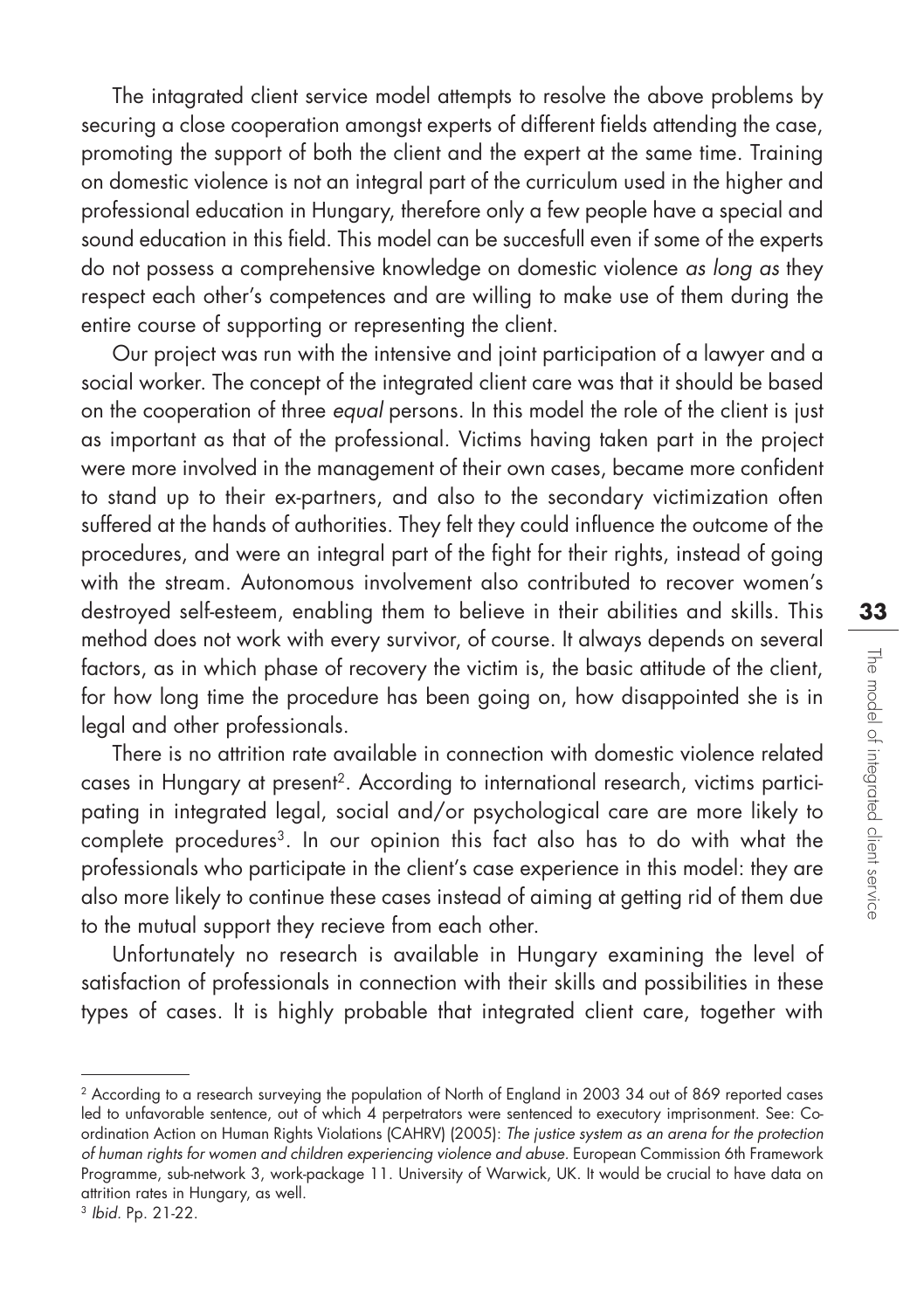The intagrated client service model attempts to resolve the above problems by securing a close cooperation amongst experts of different fields attending the case, promoting the support of both the client and the expert at the same time. Training on domestic violence is not an integral part of the curriculum used in the higher and professional education in Hungary, therefore only a few people have a special and sound education in this field. This model can be succesfull even if some of the experts do not possess a comprehensive knowledge on domestic violence *as long as* they respect each other's competences and are willing to make use of them during the entire course of supporting or representing the client.

Our project was run with the intensive and joint participation of a lawyer and a social worker. The concept of the integrated client care was that it should be based on the cooperation of three *equal* persons. In this model the role of the client is just as important as that of the professional. Victims having taken part in the project were more involved in the management of their own cases, became more confident to stand up to their ex-partners, and also to the secondary victimization often suffered at the hands of authorities. They felt they could influence the outcome of the procedures, and were an integral part of the fight for their rights, instead of going with the stream. Autonomous involvement also contributed to recover women's destroyed self-esteem, enabling them to believe in their abilities and skills. This method does not work with every survivor, of course. It always depends on several factors, as in which phase of recovery the victim is, the basic attitude of the client, for how long time the procedure has been going on, how disappointed she is in legal and other professionals.

There is no attrition rate available in connection with domestic violence related cases in Hungary at present[2]. According to international research, victims participating in integrated legal, social and/or psychological care are more likely to complete procedures[3]. In our opinion this fact also has to do with what the professionals who participate in the client's case experience in this model: they are also more likely to continue these cases instead of aiming at getting rid of them due to the mutual support they recieve from each other.

Unfortunately no research is available in Hungary examining the level of satisfaction of professionals in connection with their skills and possibilities in these types of cases. It is highly probable that integrated client care, together with

---

[2] According to a research surveying the population of North of England in 2003 34 out of 869 reported cases led to unfavorable sentence, out of which 4 perpetrators were sentenced to executory imprisonment. See: Co-ordination Action on Human Rights Violations (CAHRV) (2005): *The justice system as an arena for the protection of human rights for women and children experiencing violence and abuse*. European Commission 6th Framework Programme, sub-network 3, work-package 11. University of Warwick, UK. It would be crucial to have data on attrition rates in Hungary, as well.

[3] *Ibid*. Pp. 21-22.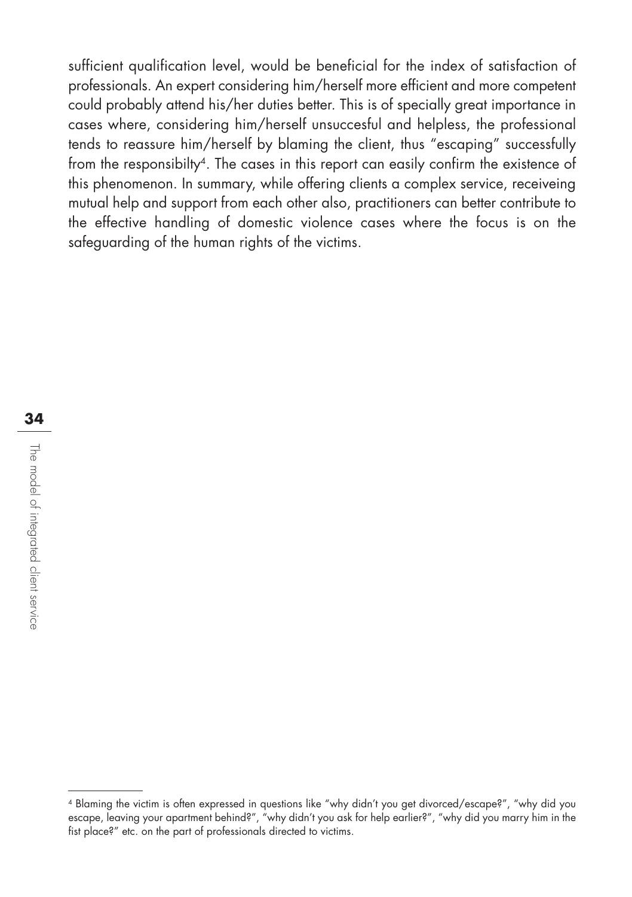sufficient qualification level, would be beneficial for the index of satisfaction of professionals. An expert considering him/herself more efficient and more competent could probably attend his/her duties better. This is of specially great importance in cases where, considering him/herself unsuccesful and helpless, the professional tends to reassure him/herself by blaming the client, thus "escaping" successfully from the responsibilty[4]. The cases in this report can easily confirm the existence of this phenomenon. In summary, while offering clients a complex service, receiveing mutual help and support from each other also, practitioners can better contribute to the effective handling of domestic violence cases where the focus is on the safeguarding of the human rights of the victims.

---

[4] Blaming the victim is often expressed in questions like "why didn't you get divorced/escape?", "why did you escape, leaving your apartment behind?", "why didn't you ask for help earlier?", "why did you marry him in the fist place?" etc. on the part of professionals directed to victims.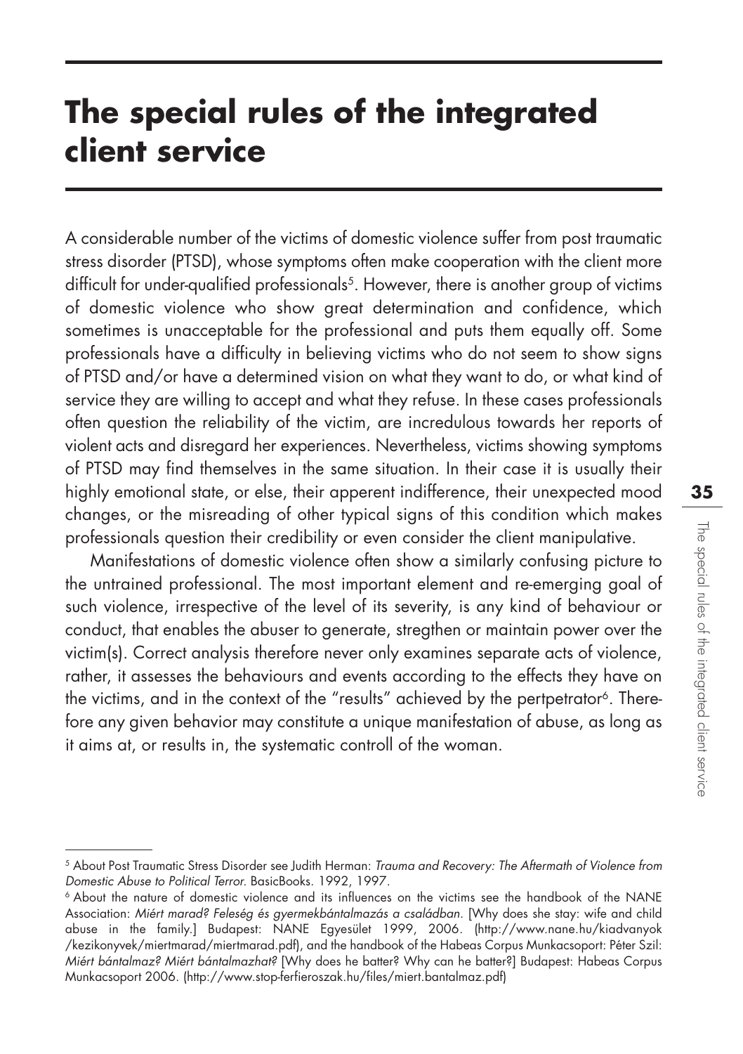# The special rules of the integrated client service

A considerable number of the victims of domestic violence suffer from post traumatic stress disorder (PTSD), whose symptoms often make cooperation with the client more difficult for under-qualified professionals[5]. However, there is another group of victims of domestic violence who show great determination and confidence, which sometimes is unacceptable for the professional and puts them equally off. Some professionals have a difficulty in believing victims who do not seem to show signs of PTSD and/or have a determined vision on what they want to do, or what kind of service they are willing to accept and what they refuse. In these cases professionals often question the reliability of the victim, are incredulous towards her reports of violent acts and disregard her experiences. Nevertheless, victims showing symptoms of PTSD may find themselves in the same situation. In their case it is usually their highly emotional state, or else, their apperent indifference, their unexpected mood changes, or the misreading of other typical signs of this condition which makes professionals question their credibility or even consider the client manipulative.

Manifestations of domestic violence often show a similarly confusing picture to the untrained professional. The most important element and re-emerging goal of such violence, irrespective of the level of its severity, is any kind of behaviour or conduct, that enables the abuser to generate, stregthen or maintain power over the victim(s). Correct analysis therefore never only examines separate acts of violence, rather, it assesses the behaviours and events according to the effects they have on the victims, and in the context of the "results" achieved by the pertpetrator[6]. Therefore any given behavior may constitute a unique manifestation of abuse, as long as it aims at, or results in, the systematic controll of the woman.

---

[5] About Post Traumatic Stress Disorder see Judith Herman: *Trauma and Recovery: The Aftermath of Violence from Domestic Abuse to Political Terror.* BasicBooks. 1992, 1997.

[6] About the nature of domestic violence and its influences on the victims see the handbook of the NANE Association: *Miért marad? Feleség és gyermekbántalmazás a családban.* [Why does she stay: wife and child abuse in the family.] Budapest: NANE Egyesület 1999, 2006. (http://www.nane.hu/kiadvanyok/kezikonyvek/miertmarad/miertmarad.pdf), and the handbook of the Habeas Corpus Munkacsoport: Péter Szil: *Miért bántalmaz? Miért bántalmazhat?* [Why does he batter? Why can he batter?] Budapest: Habeas Corpus Munkacsoport 2006. (http://www.stop-ferfieroszak.hu/files/miert.bantalmaz.pdf)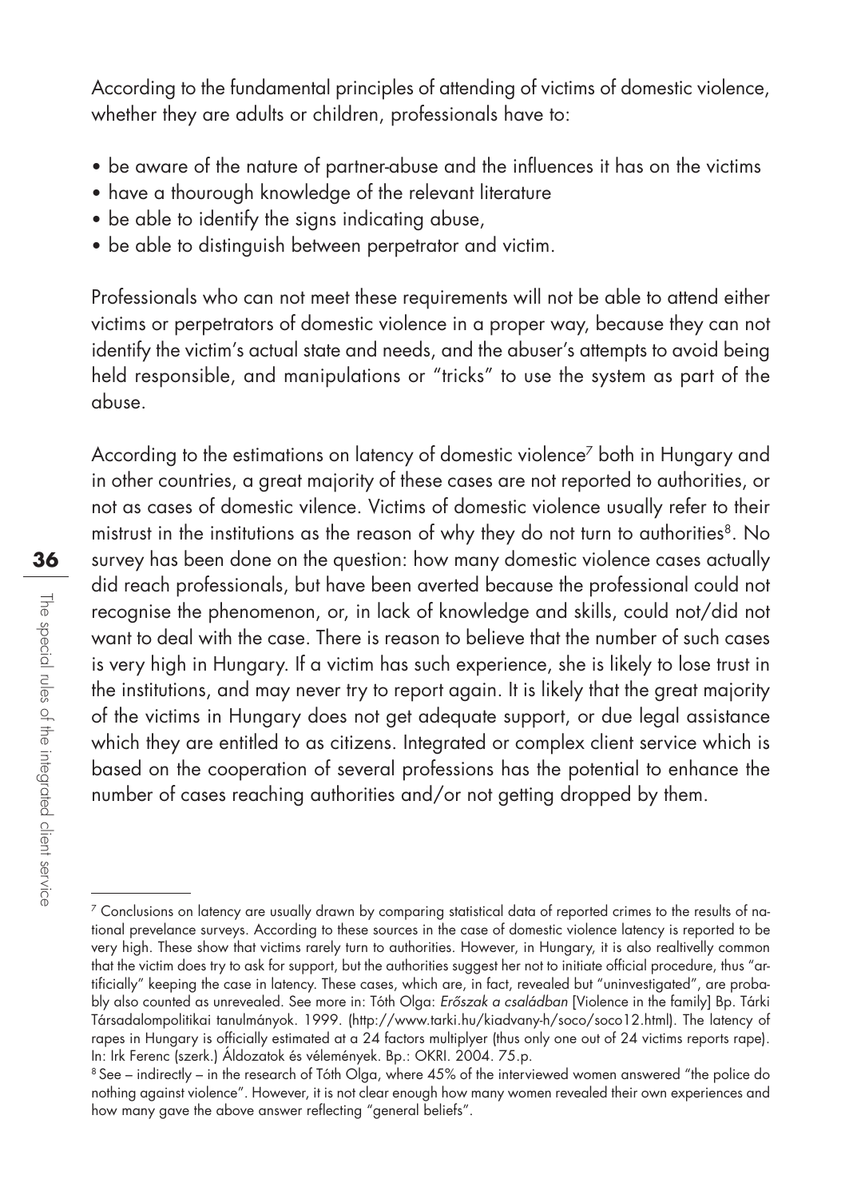According to the fundamental principles of attending of victims of domestic violence, whether they are adults or children, professionals have to:

- be aware of the nature of partner-abuse and the influences it has on the victims
- have a thourough knowledge of the relevant literature
- be able to identify the signs indicating abuse,
- be able to distinguish between perpetrator and victim.

Professionals who can not meet these requirements will not be able to attend either victims or perpetrators of domestic violence in a proper way, because they can not identify the victim's actual state and needs, and the abuser's attempts to avoid being held responsible, and manipulations or "tricks" to use the system as part of the abuse.

According to the estimations on latency of domestic violence[7] both in Hungary and in other countries, a great majority of these cases are not reported to authorities, or not as cases of domestic vilence. Victims of domestic violence usually refer to their mistrust in the institutions as the reason of why they do not turn to authorities[8]. No survey has been done on the question: how many domestic violence cases actually did reach professionals, but have been averted because the professional could not recognise the phenomenon, or, in lack of knowledge and skills, could not/did not want to deal with the case. There is reason to believe that the number of such cases is very high in Hungary. If a victim has such experience, she is likely to lose trust in the institutions, and may never try to report again. It is likely that the great majority of the victims in Hungary does not get adequate support, or due legal assistance which they are entitled to as citizens. Integrated or complex client service which is based on the cooperation of several professions has the potential to enhance the number of cases reaching authorities and/or not getting dropped by them.

---

[7] Conclusions on latency are usually drawn by comparing statistical data of reported crimes to the results of national prevelance surveys. According to these sources in the case of domestic violence latency is reported to be very high. These show that victims rarely turn to authorities. However, in Hungary, it is also realtivelly common that the victim does try to ask for support, but the authorities suggest her not to initiate official procedure, thus "artificially" keeping the case in latency. These cases, which are, in fact, revealed but "uninvestigated", are probably also counted as unrevealed. See more in: Tóth Olga: *Erőszak a családban* [Violence in the family] Bp. Tárki Társadalompolitikai tanulmányok. 1999. (http://www.tarki.hu/kiadvany-h/soco/soco12.html). The latency of rapes in Hungary is officially estimated at a 24 factors multiplyer (thus only one out of 24 victims reports rape). In: Irk Ferenc (szerk.) Áldozatok és vélemények. Bp.: OKRI. 2004. 75.p.

[8] See – indirectly – in the research of Tóth Olga, where 45% of the interviewed women answered "the police do nothing against violence". However, it is not clear enough how many women revealed their own experiences and how many gave the above answer reflecting "general beliefs".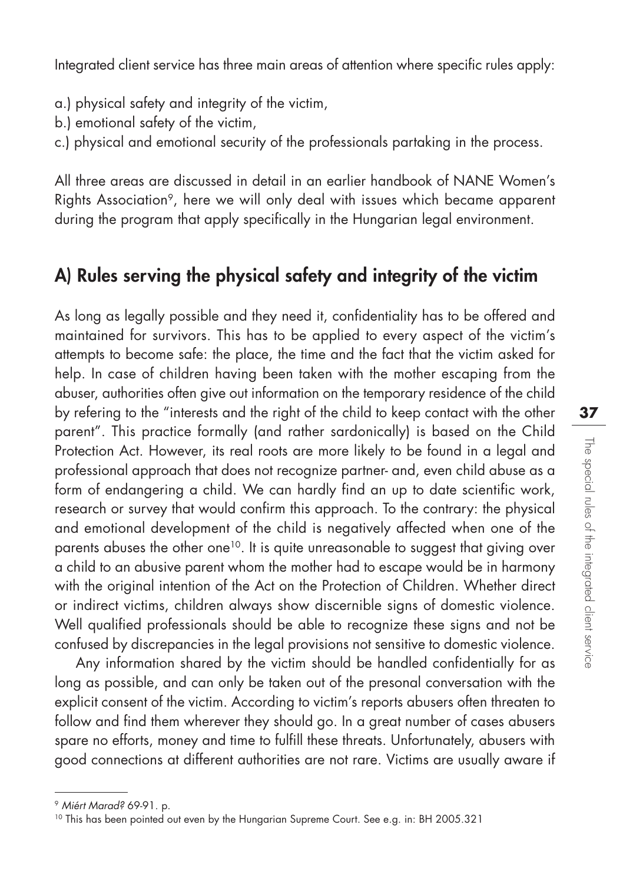Integrated client service has three main areas of attention where specific rules apply:

a.) physical safety and integrity of the victim,
b.) emotional safety of the victim,
c.) physical and emotional security of the professionals partaking in the process.

All three areas are discussed in detail in an earlier handbook of NANE Women's Rights Association[9], here we will only deal with issues which became apparent during the program that apply specifically in the Hungarian legal environment.

## A) Rules serving the physical safety and integrity of the victim

As long as legally possible and they need it, confidentiality has to be offered and maintained for survivors. This has to be applied to every aspect of the victim's attempts to become safe: the place, the time and the fact that the victim asked for help. In case of children having been taken with the mother escaping from the abuser, authorities often give out information on the temporary residence of the child by refering to the "interests and the right of the child to keep contact with the other parent". This practice formally (and rather sardonically) is based on the Child Protection Act. However, its real roots are more likely to be found in a legal and professional approach that does not recognize partner- and, even child abuse as a form of endangering a child. We can hardly find an up to date scientific work, research or survey that would confirm this approach. To the contrary: the physical and emotional development of the child is negatively affected when one of the parents abuses the other one[10]. It is quite unreasonable to suggest that giving over a child to an abusive parent whom the mother had to escape would be in harmony with the original intention of the Act on the Protection of Children. Whether direct or indirect victims, children always show discernible signs of domestic violence. Well qualified professionals should be able to recognize these signs and not be confused by discrepancies in the legal provisions not sensitive to domestic violence.

Any information shared by the victim should be handled confidentially for as long as possible, and can only be taken out of the presonal conversation with the explicit consent of the victim. According to victim's reports abusers often threaten to follow and find them wherever they should go. In a great number of cases abusers spare no efforts, money and time to fulfill these threats. Unfortunately, abusers with good connections at different authorities are not rare. Victims are usually aware if

---

[9] *Miért Marad?* 69-91. p.

[10] This has been pointed out even by the Hungarian Supreme Court. See e.g. in: BH 2005.321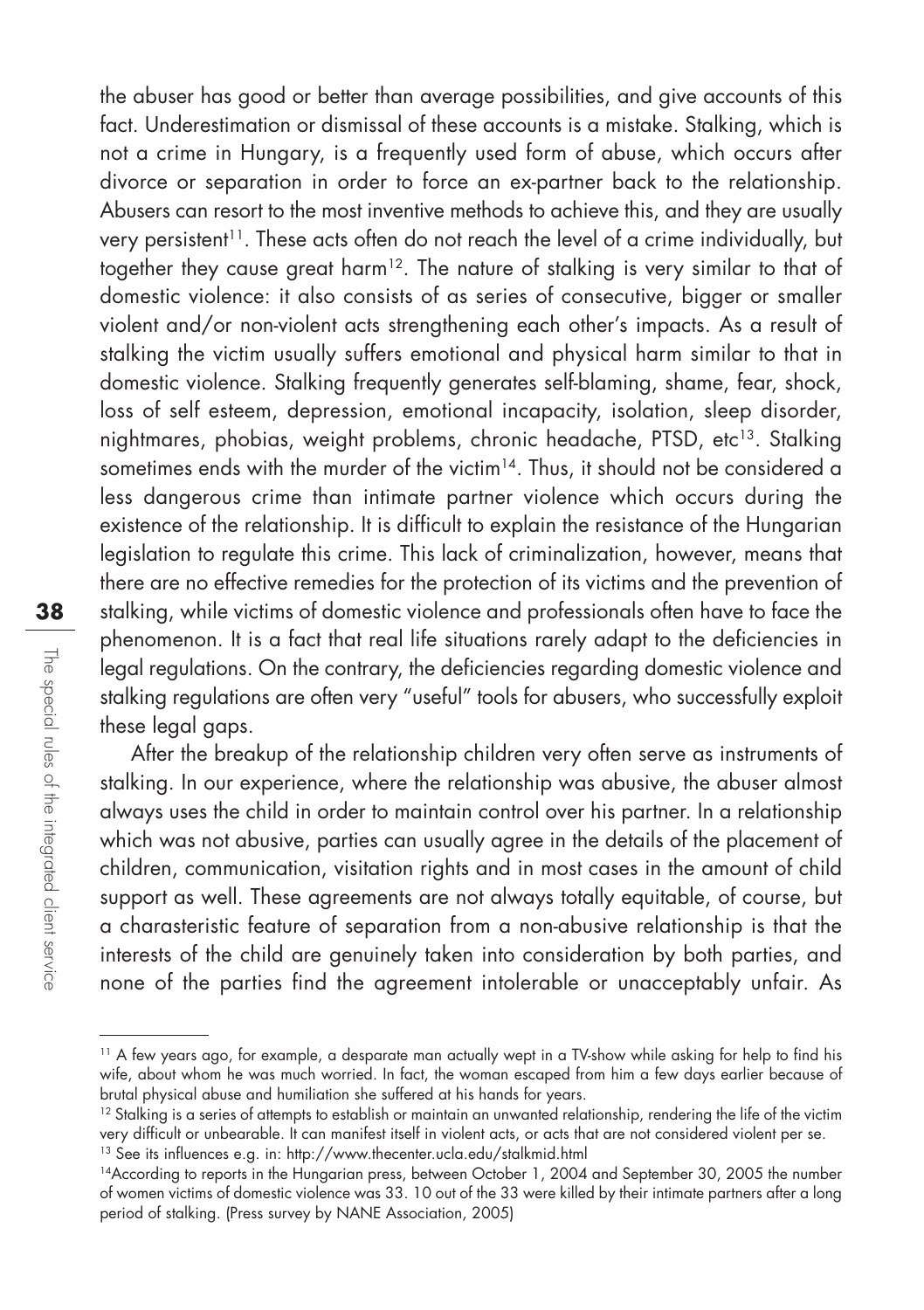the abuser has good or better than average possibilities, and give accounts of this fact. Underestimation or dismissal of these accounts is a mistake. Stalking, which is not a crime in Hungary, is a frequently used form of abuse, which occurs after divorce or separation in order to force an ex-partner back to the relationship. Abusers can resort to the most inventive methods to achieve this, and they are usually very persistent[11]. These acts often do not reach the level of a crime individually, but together they cause great harm[12]. The nature of stalking is very similar to that of domestic violence: it also consists of as series of consecutive, bigger or smaller violent and/or non-violent acts strengthening each other's impacts. As a result of stalking the victim usually suffers emotional and physical harm similar to that in domestic violence. Stalking frequently generates self-blaming, shame, fear, shock, loss of self esteem, depression, emotional incapacity, isolation, sleep disorder, nightmares, phobias, weight problems, chronic headache, PTSD, etc[13]. Stalking sometimes ends with the murder of the victim[14]. Thus, it should not be considered a less dangerous crime than intimate partner violence which occurs during the existence of the relationship. It is difficult to explain the resistance of the Hungarian legislation to regulate this crime. This lack of criminalization, however, means that there are no effective remedies for the protection of its victims and the prevention of stalking, while victims of domestic violence and professionals often have to face the phenomenon. It is a fact that real life situations rarely adapt to the deficiencies in legal regulations. On the contrary, the deficiencies regarding domestic violence and stalking regulations are often very "useful" tools for abusers, who successfully exploit these legal gaps.

After the breakup of the relationship children very often serve as instruments of stalking. In our experience, where the relationship was abusive, the abuser almost always uses the child in order to maintain control over his partner. In a relationship which was not abusive, parties can usually agree in the details of the placement of children, communication, visitation rights and in most cases in the amount of child support as well. These agreements are not always totally equitable, of course, but a charasteristic feature of separation from a non-abusive relationship is that the interests of the child are genuinely taken into consideration by both parties, and none of the parties find the agreement intolerable or unacceptably unfair. As

---

[11] A few years ago, for example, a desparate man actually wept in a TV-show while asking for help to find his wife, about whom he was much worried. In fact, the woman escaped from him a few days earlier because of brutal physical abuse and humiliation she suffered at his hands for years.

[12] Stalking is a series of attempts to establish or maintain an unwanted relationship, rendering the life of the victim very difficult or unbearable. It can manifest itself in violent acts, or acts that are not considered violent per se.

[13] See its influences e.g. in: http://www.thecenter.ucla.edu/stalkmid.html

[14] According to reports in the Hungarian press, between October 1, 2004 and September 30, 2005 the number of women victims of domestic violence was 33. 10 out of the 33 were killed by their intimate partners after a long period of stalking. (Press survey by NANE Association, 2005)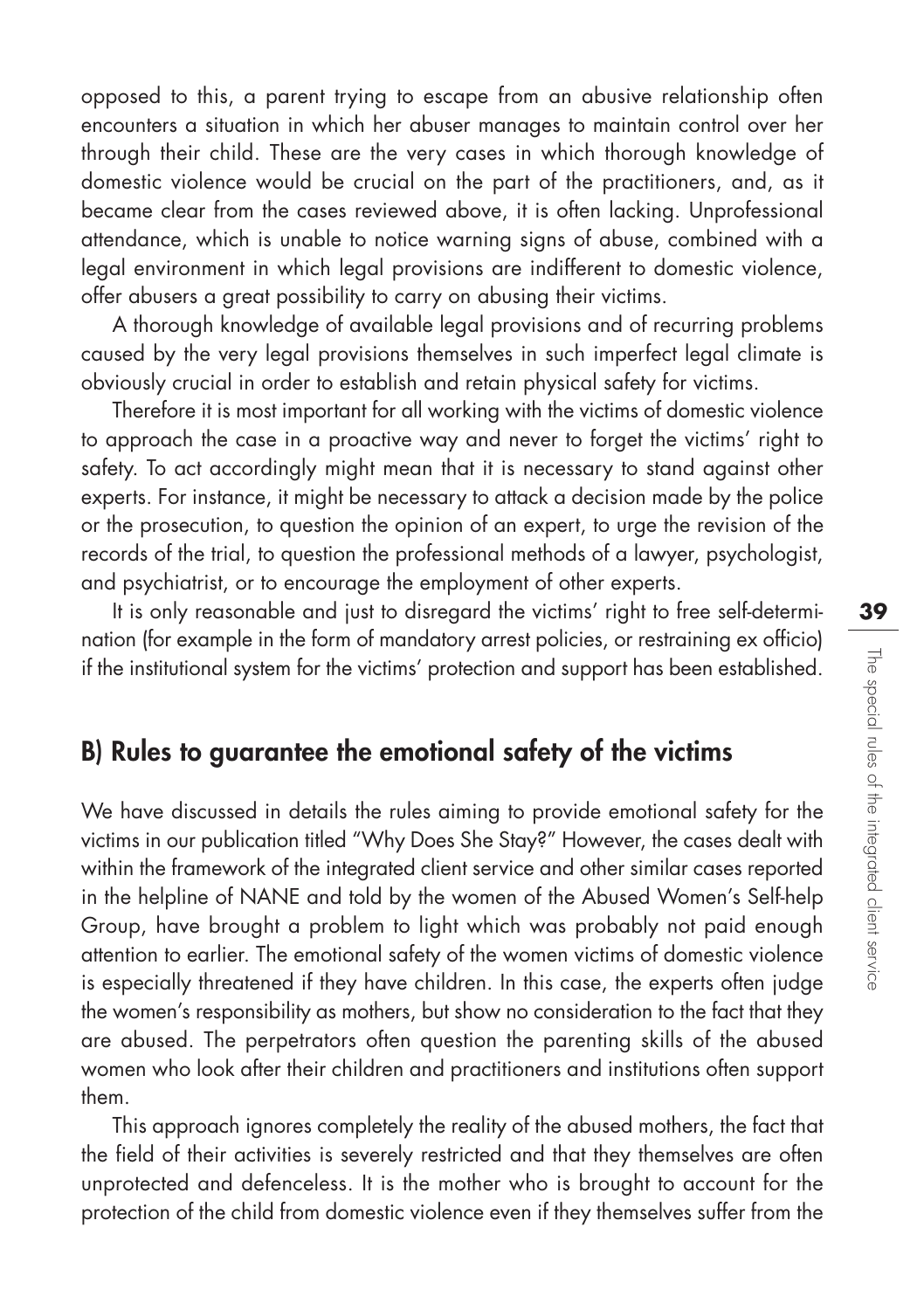opposed to this, a parent trying to escape from an abusive relationship often encounters a situation in which her abuser manages to maintain control over her through their child. These are the very cases in which thorough knowledge of domestic violence would be crucial on the part of the practitioners, and, as it became clear from the cases reviewed above, it is often lacking. Unprofessional attendance, which is unable to notice warning signs of abuse, combined with a legal environment in which legal provisions are indifferent to domestic violence, offer abusers a great possibility to carry on abusing their victims.

A thorough knowledge of available legal provisions and of recurring problems caused by the very legal provisions themselves in such imperfect legal climate is obviously crucial in order to establish and retain physical safety for victims.

Therefore it is most important for all working with the victims of domestic violence to approach the case in a proactive way and never to forget the victims' right to safety. To act accordingly might mean that it is necessary to stand against other experts. For instance, it might be necessary to attack a decision made by the police or the prosecution, to question the opinion of an expert, to urge the revision of the records of the trial, to question the professional methods of a lawyer, psychologist, and psychiatrist, or to encourage the employment of other experts.

It is only reasonable and just to disregard the victims' right to free self-determination (for example in the form of mandatory arrest policies, or restraining ex officio) if the institutional system for the victims' protection and support has been established.

## B) Rules to guarantee the emotional safety of the victims

We have discussed in details the rules aiming to provide emotional safety for the victims in our publication titled "Why Does She Stay?" However, the cases dealt with within the framework of the integrated client service and other similar cases reported in the helpline of NANE and told by the women of the Abused Women's Self-help Group, have brought a problem to light which was probably not paid enough attention to earlier. The emotional safety of the women victims of domestic violence is especially threatened if they have children. In this case, the experts often judge the women's responsibility as mothers, but show no consideration to the fact that they are abused. The perpetrators often question the parenting skills of the abused women who look after their children and practitioners and institutions often support them.

This approach ignores completely the reality of the abused mothers, the fact that the field of their activities is severely restricted and that they themselves are often unprotected and defenceless. It is the mother who is brought to account for the protection of the child from domestic violence even if they themselves suffer from the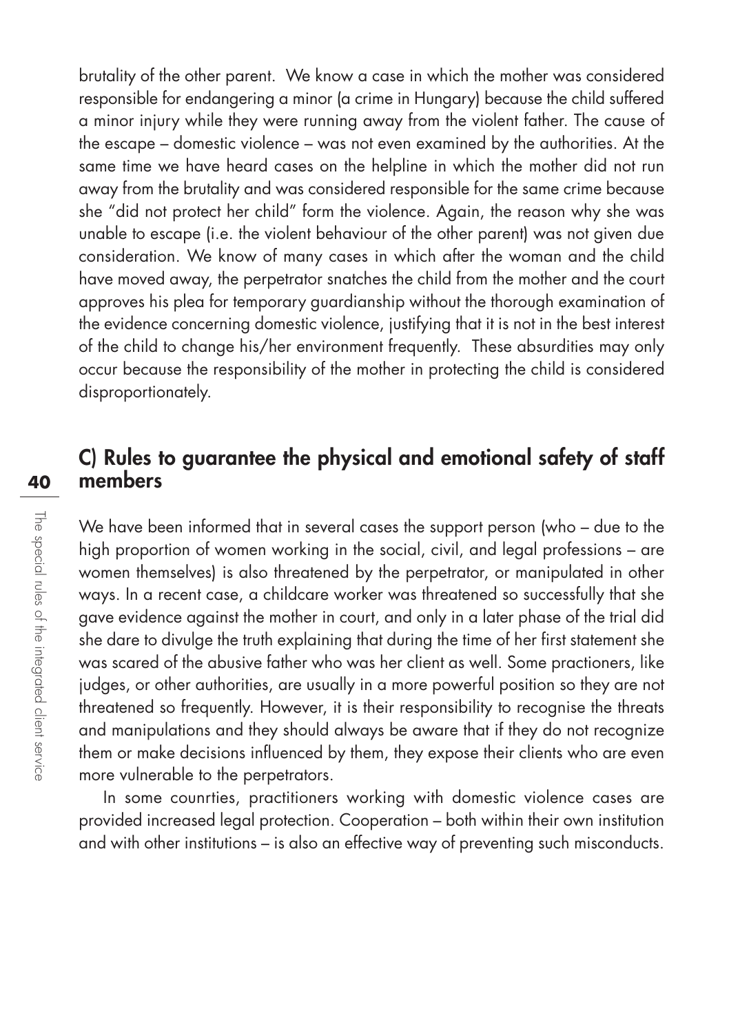brutality of the other parent. We know a case in which the mother was considered responsible for endangering a minor (a crime in Hungary) because the child suffered a minor injury while they were running away from the violent father. The cause of the escape – domestic violence – was not even examined by the authorities. At the same time we have heard cases on the helpline in which the mother did not run away from the brutality and was considered responsible for the same crime because she "did not protect her child" form the violence. Again, the reason why she was unable to escape (i.e. the violent behaviour of the other parent) was not given due consideration. We know of many cases in which after the woman and the child have moved away, the perpetrator snatches the child from the mother and the court approves his plea for temporary guardianship without the thorough examination of the evidence concerning domestic violence, justifying that it is not in the best interest of the child to change his/her environment frequently. These absurdities may only occur because the responsibility of the mother in protecting the child is considered disproportionately.

## C) Rules to guarantee the physical and emotional safety of staff members

We have been informed that in several cases the support person (who – due to the high proportion of women working in the social, civil, and legal professions – are women themselves) is also threatened by the perpetrator, or manipulated in other ways. In a recent case, a childcare worker was threatened so successfully that she gave evidence against the mother in court, and only in a later phase of the trial did she dare to divulge the truth explaining that during the time of her first statement she was scared of the abusive father who was her client as well. Some practioners, like judges, or other authorities, are usually in a more powerful position so they are not threatened so frequently. However, it is their responsibility to recognise the threats and manipulations and they should always be aware that if they do not recognize them or make decisions influenced by them, they expose their clients who are even more vulnerable to the perpetrators.

In some counrties, practitioners working with domestic violence cases are provided increased legal protection. Cooperation – both within their own institution and with other institutions – is also an effective way of preventing such misconducts.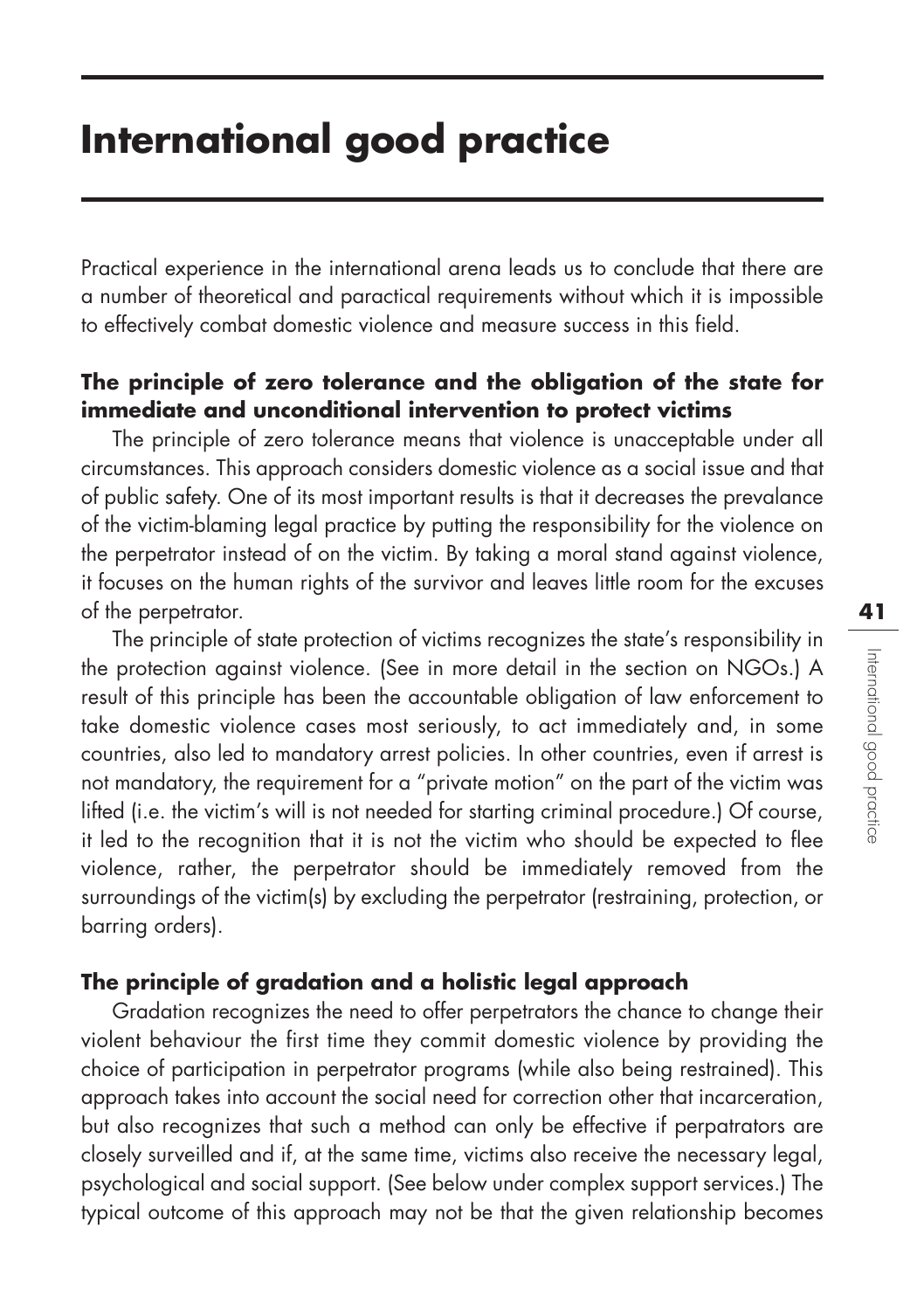# International good practice

Practical experience in the international arena leads us to conclude that there are a number of theoretical and paractical requirements without which it is impossible to effectively combat domestic violence and measure success in this field.

**The principle of zero tolerance and the obligation of the state for immediate and unconditional intervention to protect victims**

The principle of zero tolerance means that violence is unacceptable under all circumstances. This approach considers domestic violence as a social issue and that of public safety. One of its most important results is that it decreases the prevalance of the victim-blaming legal practice by putting the responsibility for the violence on the perpetrator instead of on the victim. By taking a moral stand against violence, it focuses on the human rights of the survivor and leaves little room for the excuses of the perpetrator.

The principle of state protection of victims recognizes the state's responsibility in the protection against violence. (See in more detail in the section on NGOs.) A result of this principle has been the accountable obligation of law enforcement to take domestic violence cases most seriously, to act immediately and, in some countries, also led to mandatory arrest policies. In other countries, even if arrest is not mandatory, the requirement for a "private motion" on the part of the victim was lifted (i.e. the victim's will is not needed for starting criminal procedure.) Of course, it led to the recognition that it is not the victim who should be expected to flee violence, rather, the perpetrator should be immediately removed from the surroundings of the victim(s) by excluding the perpetrator (restraining, protection, or barring orders).

**The principle of gradation and a holistic legal approach**

Gradation recognizes the need to offer perpetrators the chance to change their violent behaviour the first time they commit domestic violence by providing the choice of participation in perpetrator programs (while also being restrained). This approach takes into account the social need for correction other that incarceration, but also recognizes that such a method can only be effective if perpatrators are closely surveilled and if, at the same time, victims also receive the necessary legal, psychological and social support. (See below under complex support services.) The typical outcome of this approach may not be that the given relationship becomes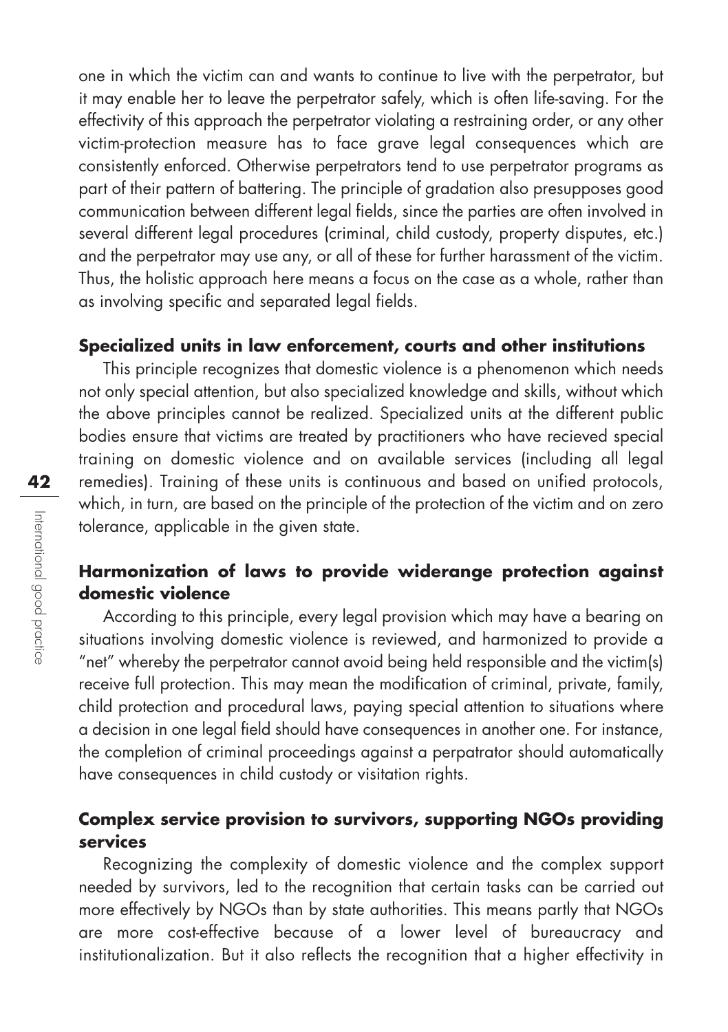one in which the victim can and wants to continue to live with the perpetrator, but it may enable her to leave the perpetrator safely, which is often life-saving. For the effectivity of this approach the perpetrator violating a restraining order, or any other victim-protection measure has to face grave legal consequences which are consistently enforced. Otherwise perpetrators tend to use perpetrator programs as part of their pattern of battering. The principle of gradation also presupposes good communication between different legal fields, since the parties are often involved in several different legal procedures (criminal, child custody, property disputes, etc.) and the perpetrator may use any, or all of these for further harassment of the victim. Thus, the holistic approach here means a focus on the case as a whole, rather than as involving specific and separated legal fields.

**Specialized units in law enforcement, courts and other institutions**

This principle recognizes that domestic violence is a phenomenon which needs not only special attention, but also specialized knowledge and skills, without which the above principles cannot be realized. Specialized units at the different public bodies ensure that victims are treated by practitioners who have recieved special training on domestic violence and on available services (including all legal remedies). Training of these units is continuous and based on unified protocols, which, in turn, are based on the principle of the protection of the victim and on zero tolerance, applicable in the given state.

**Harmonization of laws to provide widerange protection against domestic violence**

According to this principle, every legal provision which may have a bearing on situations involving domestic violence is reviewed, and harmonized to provide a "net" whereby the perpetrator cannot avoid being held responsible and the victim(s) receive full protection. This may mean the modification of criminal, private, family, child protection and procedural laws, paying special attention to situations where a decision in one legal field should have consequences in another one. For instance, the completion of criminal proceedings against a perpatrator should automatically have consequences in child custody or visitation rights.

**Complex service provision to survivors, supporting NGOs providing services**

Recognizing the complexity of domestic violence and the complex support needed by survivors, led to the recognition that certain tasks can be carried out more effectively by NGOs than by state authorities. This means partly that NGOs are more cost-effective because of a lower level of bureaucracy and institutionalization. But it also reflects the recognition that a higher effectivity in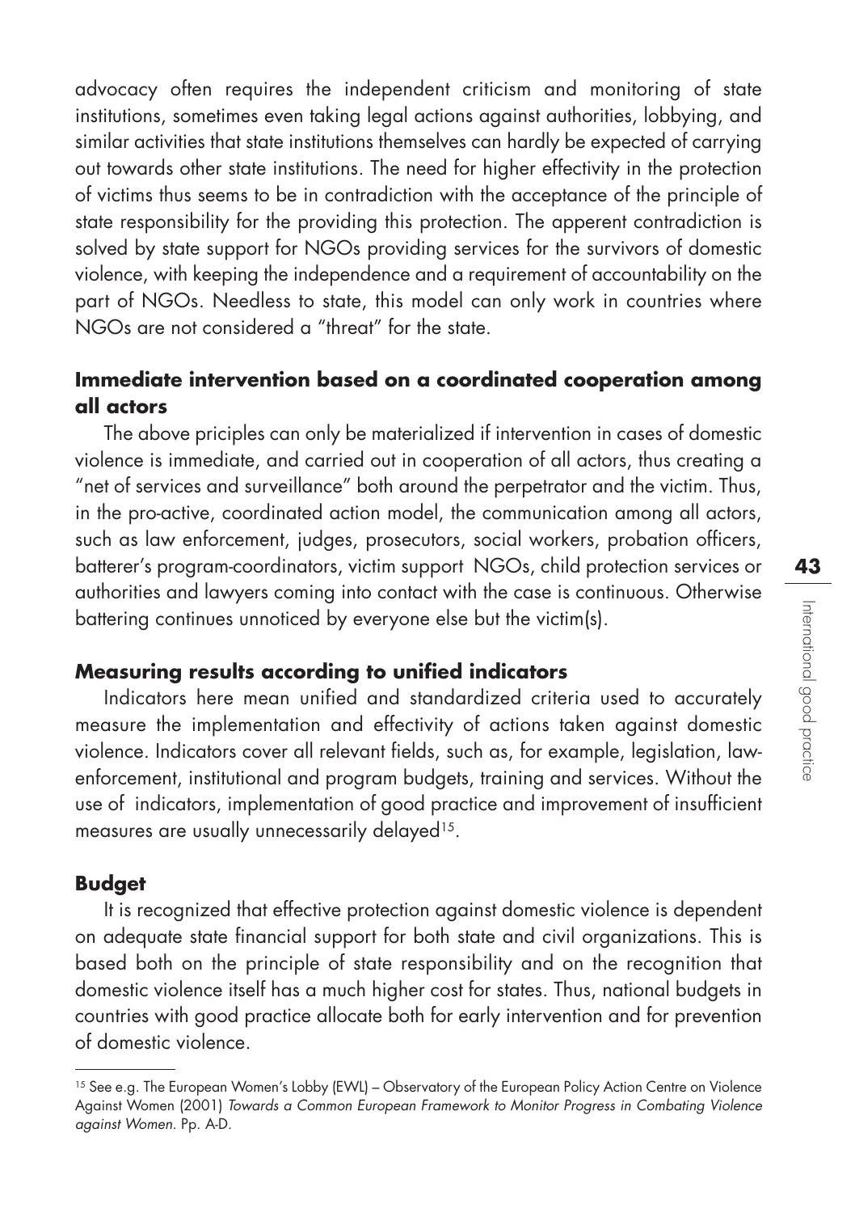advocacy often requires the independent criticism and monitoring of state institutions, sometimes even taking legal actions against authorities, lobbying, and similar activities that state institutions themselves can hardly be expected of carrying out towards other state institutions. The need for higher effectivity in the protection of victims thus seems to be in contradiction with the acceptance of the principle of state responsibility for the providing this protection. The apparent contradiction is solved by state support for NGOs providing services for the survivors of domestic violence, with keeping the independence and a requirement of accountability on the part of NGOs. Needless to state, this model can only work in countries where NGOs are not considered a "threat" for the state.

### Immediate intervention based on a coordinated cooperation among all actors

The above priciples can only be materialized if intervention in cases of domestic violence is immediate, and carried out in cooperation of all actors, thus creating a "net of services and surveillance" both around the perpetrator and the victim. Thus, in the pro-active, coordinated action model, the communication among all actors, such as law enforcement, judges, prosecutors, social workers, probation officers, batterer's program-coordinators, victim support NGOs, child protection services or authorities and lawyers coming into contact with the case is continuous. Otherwise battering continues unnoticed by everyone else but the victim(s).

### Measuring results according to unified indicators

Indicators here mean unified and standardized criteria used to accurately measure the implementation and effectivity of actions taken against domestic violence. Indicators cover all relevant fields, such as, for example, legislation, law-enforcement, institutional and program budgets, training and services. Without the use of indicators, implementation of good practice and improvement of insufficient measures are usually unnecessarily delayed[15].

### Budget

It is recognized that effective protection against domestic violence is dependent on adequate state financial support for both state and civil organizations. This is based both on the principle of state responsibility and on the recognition that domestic violence itself has a much higher cost for states. Thus, national budgets in countries with good practice allocate both for early intervention and for prevention of domestic violence.

---

[15] See e.g. The European Women's Lobby (EWL) – Observatory of the European Policy Action Centre on Violence Against Women (2001) *Towards a Common European Framework to Monitor Progress in Combating Violence against Women.* Pp. A-D.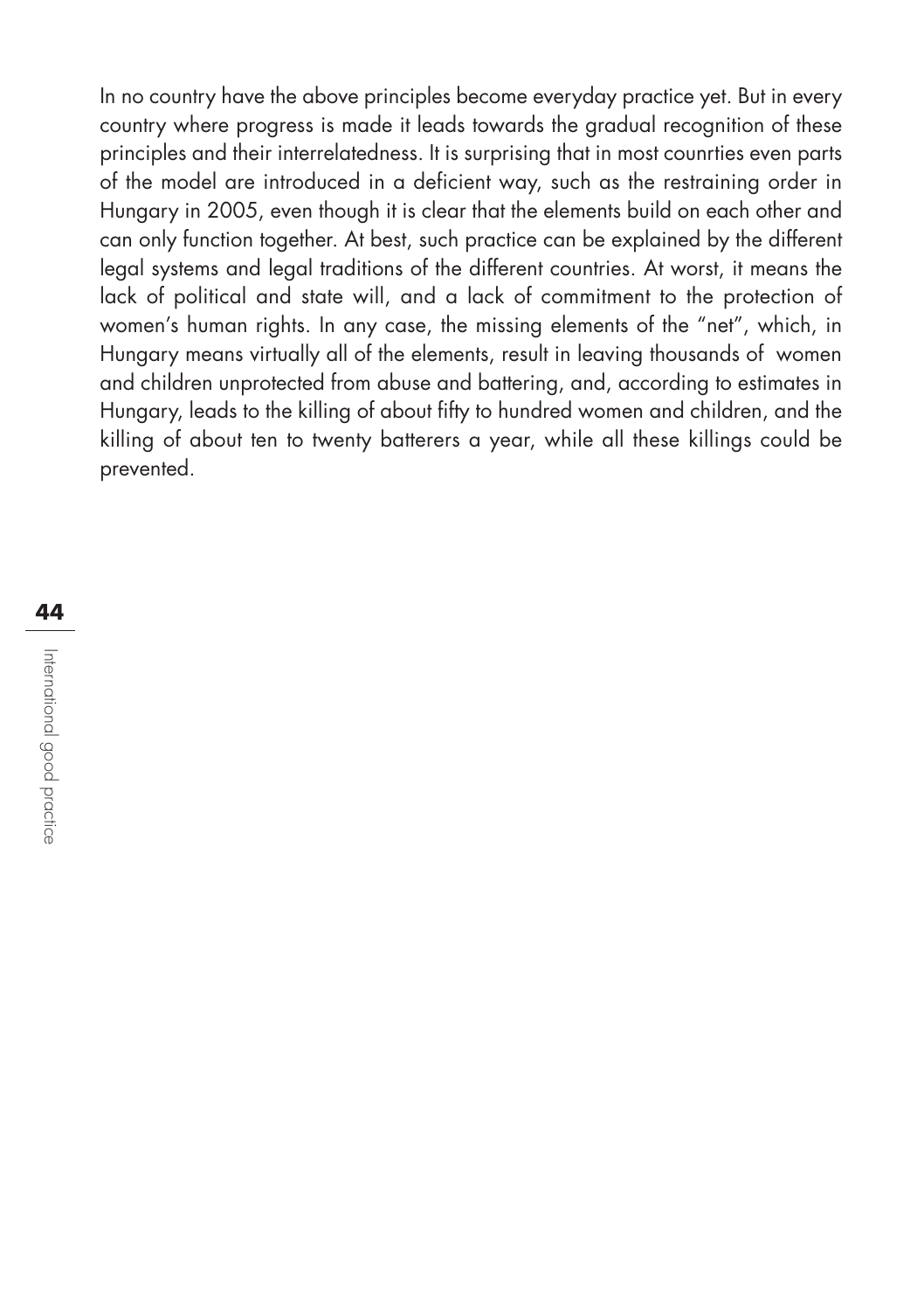In no country have the above principles become everyday practice yet. But in every country where progress is made it leads towards the gradual recognition of these principles and their interrelatedness. It is surprising that in most counrties even parts of the model are introduced in a deficient way, such as the restraining order in Hungary in 2005, even though it is clear that the elements build on each other and can only function together. At best, such practice can be explained by the different legal systems and legal traditions of the different countries. At worst, it means the lack of political and state will, and a lack of commitment to the protection of women's human rights. In any case, the missing elements of the "net", which, in Hungary means virtually all of the elements, result in leaving thousands of women and children unprotected from abuse and battering, and, according to estimates in Hungary, leads to the killing of about fifty to hundred women and children, and the killing of about ten to twenty batterers a year, while all these killings could be prevented.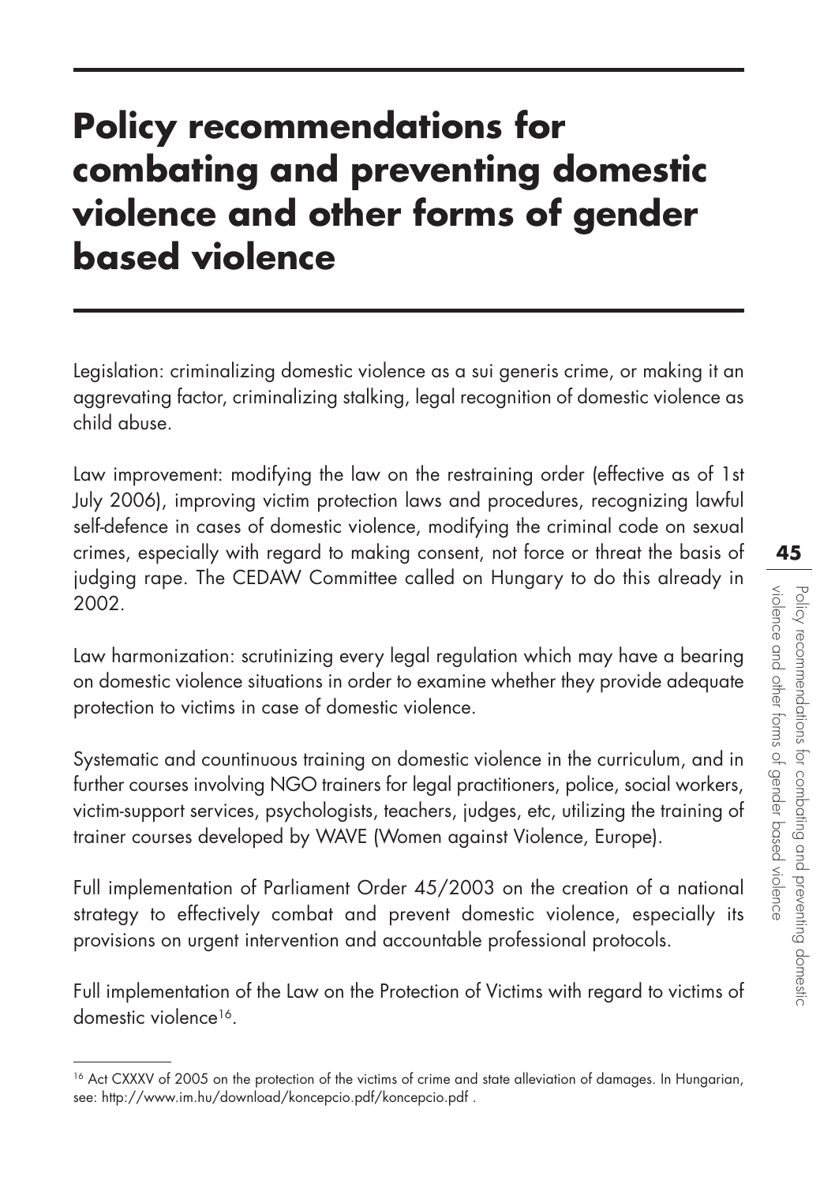# Policy recommendations for combating and preventing domestic violence and other forms of gender based violence

Legislation: criminalizing domestic violence as a sui generis crime, or making it an aggrevating factor, criminalizing stalking, legal recognition of domestic violence as child abuse.

Law improvement: modifying the law on the restraining order (effective as of 1st July 2006), improving victim protection laws and procedures, recognizing lawful self-defence in cases of domestic violence, modifying the criminal code on sexual crimes, especially with regard to making consent, not force or threat the basis of judging rape. The CEDAW Committee called on Hungary to do this already in 2002.

Law harmonization: scrutinizing every legal regulation which may have a bearing on domestic violence situations in order to examine whether they provide adequate protection to victims in case of domestic violence.

Systematic and countinuous training on domestic violence in the curriculum, and in further courses involving NGO trainers for legal practitioners, police, social workers, victim-support services, psychologists, teachers, judges, etc, utilizing the training of trainer courses developed by WAVE (Women against Violence, Europe).

Full implementation of Parliament Order 45/2003 on the creation of a national strategy to effectively combat and prevent domestic violence, especially its provisions on urgent intervention and accountable professional protocols.

Full implementation of the Law on the Protection of Victims with regard to victims of domestic violence[16].

---

[16] Act CXXXV of 2005 on the protection of the victims of crime and state alleviation of damages. In Hungarian, see: http://www.im.hu/download/koncepcio.pdf/koncepcio.pdf .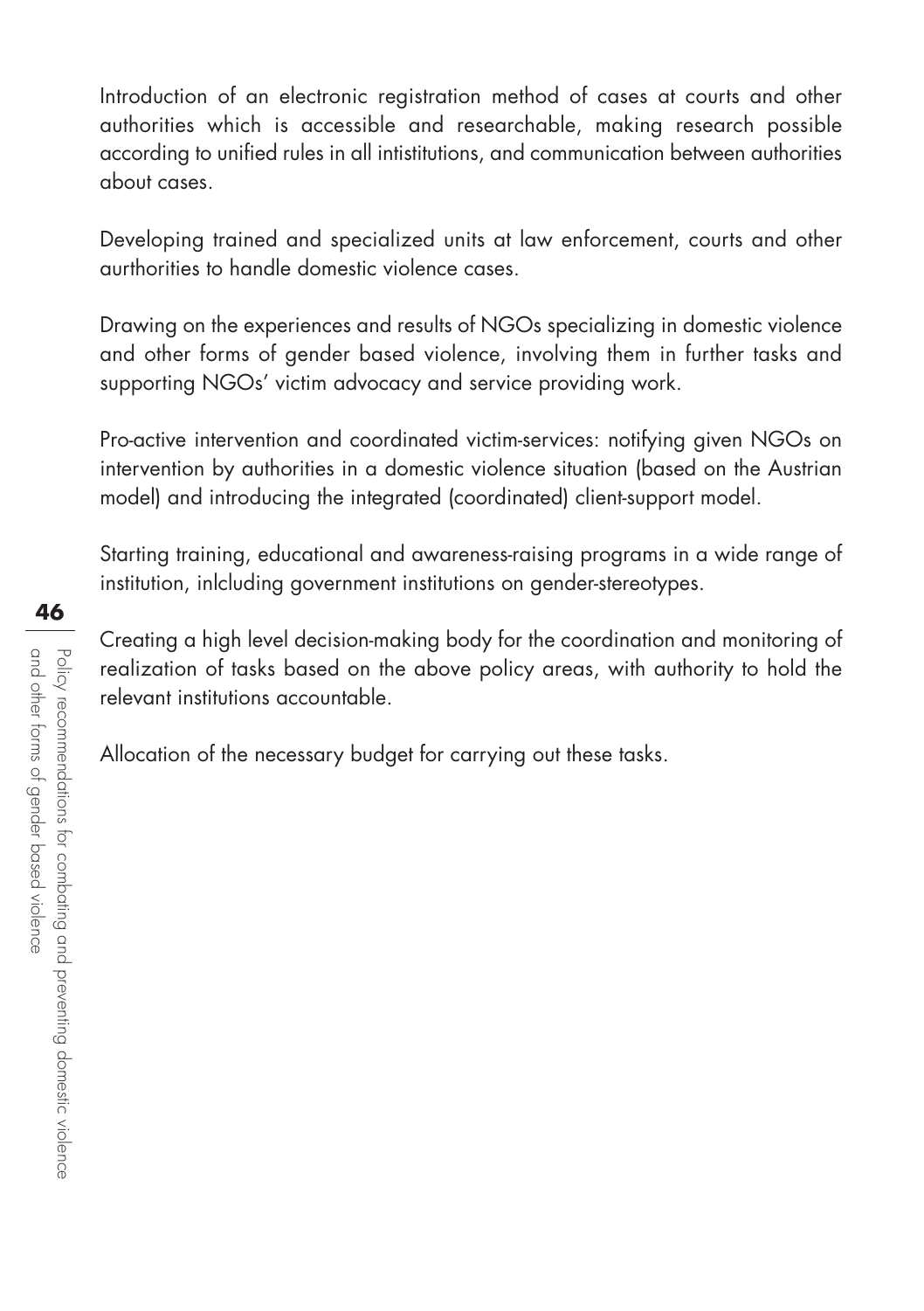Introduction of an electronic registration method of cases at courts and other authorities which is accessible and researchable, making research possible according to unified rules in all intistitutions, and communication between authorities about cases.

Developing trained and specialized units at law enforcement, courts and other aurthorities to handle domestic violence cases.

Drawing on the experiences and results of NGOs specializing in domestic violence and other forms of gender based violence, involving them in further tasks and supporting NGOs' victim advocacy and service providing work.

Pro-active intervention and coordinated victim-services: notifying given NGOs on intervention by authorities in a domestic violence situation (based on the Austrian model) and introducing the integrated (coordinated) client-support model.

Starting training, educational and awareness-raising programs in a wide range of institution, inlcluding government institutions on gender-stereotypes.

Creating a high level decision-making body for the coordination and monitoring of realization of tasks based on the above policy areas, with authority to hold the relevant institutions accountable.

Allocation of the necessary budget for carrying out these tasks.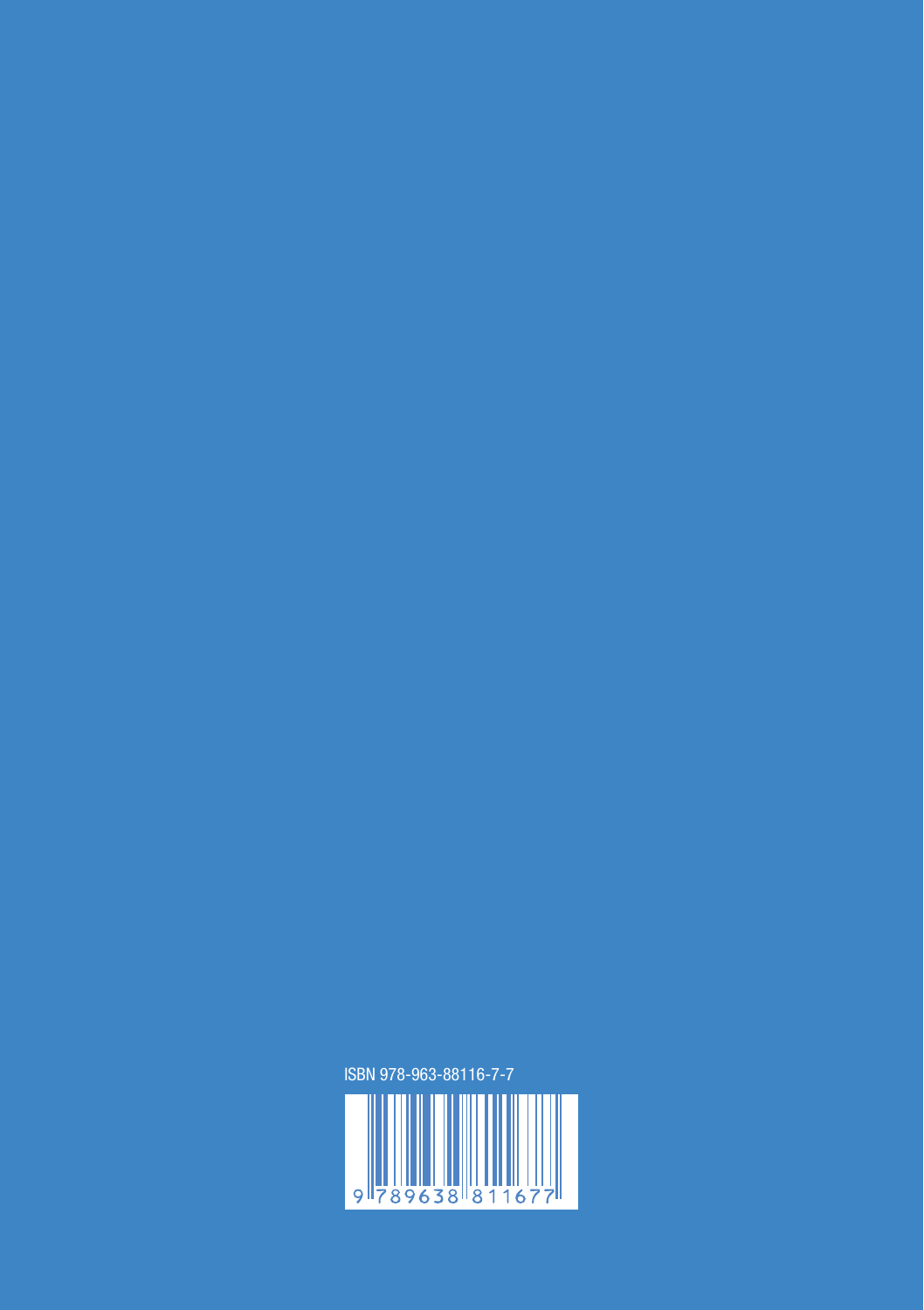ISBN 978-963-88116-7-7

9 789638 811677